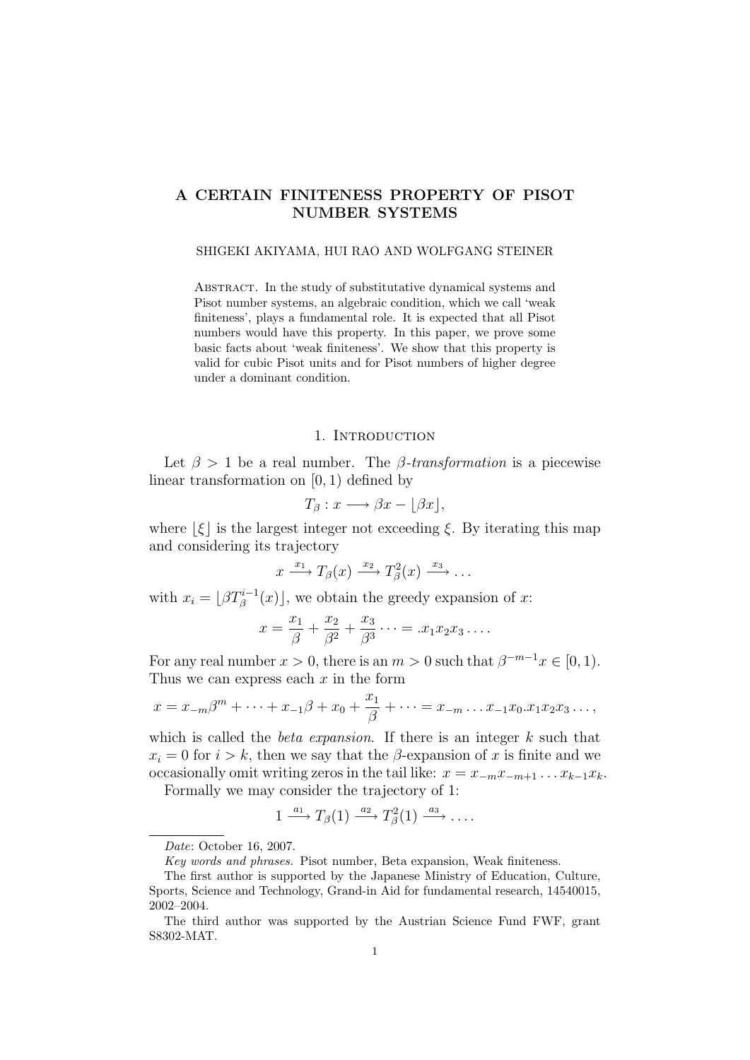# A CERTAIN FINITENESS PROPERTY OF PISOT NUMBER SYSTEMS

SHIGEKI AKIYAMA, HUI RAO AND WOLFGANG STEINER

Abstract. In the study of substitutative dynamical systems and Pisot number systems, an algebraic condition, which we call 'weak finiteness', plays a fundamental role. It is expected that all Pisot numbers would have this property. In this paper, we prove some basic facts about 'weak finiteness'. We show that this property is valid for cubic Pisot units and for Pisot numbers of higher degree under a dominant condition.

## 1. Introduction

Let $\beta > 1$ be a real number. The *$\beta$-transformation* is a piecewise linear transformation on $[0, 1)$ defined by

$$T_\beta : x \longrightarrow \beta x - \lfloor \beta x \rfloor,$$

where $\lfloor \xi \rfloor$ is the largest integer not exceeding $\xi$. By iterating this map and considering its trajectory

$$x \xrightarrow{x_1} T_\beta(x) \xrightarrow{x_2} T_\beta^2(x) \xrightarrow{x_3} \dots$$

with $x_i = \lfloor \beta T_\beta^{i-1}(x) \rfloor$, we obtain the greedy expansion of $x$:

$$x = \frac{x_1}{\beta} + \frac{x_2}{\beta^2} + \frac{x_3}{\beta^3} \dots = .x_1 x_2 x_3 \dots .$$

For any real number $x > 0$, there is an $m > 0$ such that $\beta^{-m-1} x \in [0, 1)$. Thus we can express each $x$ in the form

$$x = x_{-m}\beta^m + \dots + x_{-1}\beta + x_0 + \frac{x_1}{\beta} + \dots = x_{-m} \dots x_{-1} x_0 . x_1 x_2 x_3 \dots ,$$

which is called the *beta expansion.* If there is an integer $k$ such that $x_i = 0$ for $i > k$, then we say that the $\beta$-expansion of $x$ is finite and we occasionally omit writing zeros in the tail like: $x = x_{-m} x_{-m+1} \dots x_{k-1} x_k$.

Formally we may consider the trajectory of 1:

$$1 \xrightarrow{a_1} T_\beta(1) \xrightarrow{a_2} T_\beta^2(1) \xrightarrow{a_3} \dots .$$

---

*Date*: October 16, 2007.

*Key words and phrases.* Pisot number, Beta expansion, Weak finiteness.

The first author is supported by the Japanese Ministry of Education, Culture, Sports, Science and Technology, Grand-in Aid for fundamental research, 14540015, 2002–2004.

The third author was supported by the Austrian Science Fund FWF, grant S8302-MAT.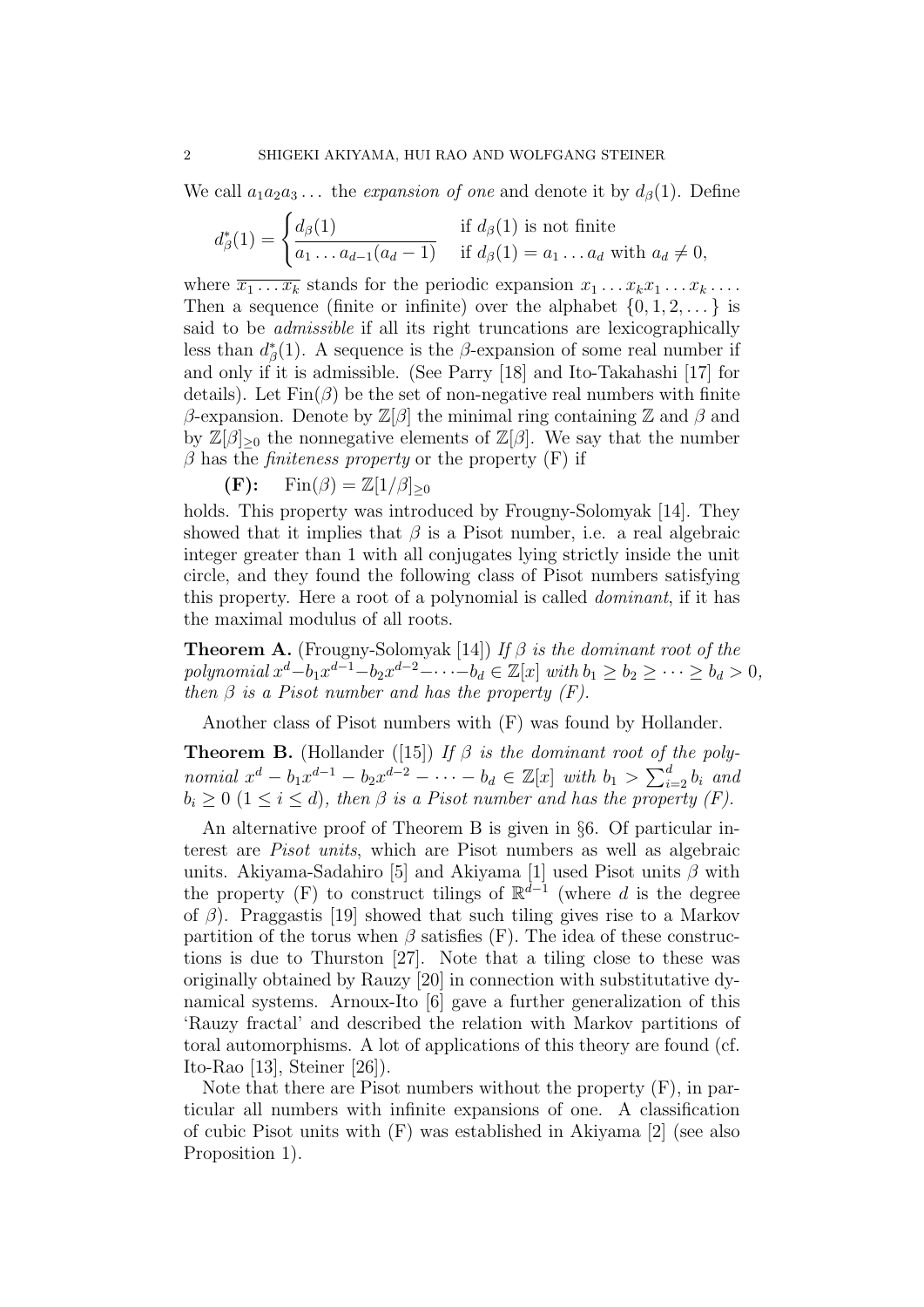We call $a_1a_2a_3\dots$ the *expansion of one* and denote it by $d_\beta(1)$. Define

$$d^*_\beta(1) = \begin{cases} d_\beta(1) & \text{if } d_\beta(1) \text{ is not finite} \\ \overline{a_1 \dots a_{d-1}(a_d - 1)} & \text{if } d_\beta(1) = a_1 \dots a_d \text{ with } a_d \neq 0, \end{cases}$$

where $\overline{x_1 \dots x_k}$ stands for the periodic expansion $x_1 \dots x_k x_1 \dots x_k \dots$. Then a sequence (finite or infinite) over the alphabet $\{0, 1, 2, \dots\}$ is said to be *admissible* if all its right truncations are lexicographically less than $d^*_\beta(1)$. A sequence is the $\beta$-expansion of some real number if and only if it is admissible. (See Parry [18] and Ito-Takahashi [17] for details). Let $\mathrm{Fin}(\beta)$ be the set of non-negative real numbers with finite $\beta$-expansion. Denote by $\mathbb{Z}[\beta]$ the minimal ring containing $\mathbb{Z}$ and $\beta$ and by $\mathbb{Z}[\beta]_{\geq 0}$ the nonnegative elements of $\mathbb{Z}[\beta]$. We say that the number $\beta$ has the *finiteness property* or the property (F) if

**(F):** $\quad \mathrm{Fin}(\beta) = \mathbb{Z}[1/\beta]_{\geq 0}$

holds. This property was introduced by Frougny-Solomyak [14]. They showed that it implies that $\beta$ is a Pisot number, i.e. a real algebraic integer greater than 1 with all conjugates lying strictly inside the unit circle, and they found the following class of Pisot numbers satisfying this property. Here a root of a polynomial is called *dominant*, if it has the maximal modulus of all roots.

**Theorem A.** (Frougny-Solomyak [14]) *If $\beta$ is the dominant root of the polynomial $x^d - b_1x^{d-1} - b_2x^{d-2} - \cdots - b_d \in \mathbb{Z}[x]$ with $b_1 \geq b_2 \geq \cdots \geq b_d > 0$, then $\beta$ is a Pisot number and has the property (F).*

Another class of Pisot numbers with (F) was found by Hollander.

**Theorem B.** (Hollander ([15]) *If $\beta$ is the dominant root of the polynomial $x^d - b_1x^{d-1} - b_2x^{d-2} - \cdots - b_d \in \mathbb{Z}[x]$ with $b_1 > \sum_{i=2}^d b_i$ and $b_i \geq 0$ $(1 \leq i \leq d)$, then $\beta$ is a Pisot number and has the property (F).*

An alternative proof of Theorem B is given in §6. Of particular interest are *Pisot units*, which are Pisot numbers as well as algebraic units. Akiyama-Sadahiro [5] and Akiyama [1] used Pisot units $\beta$ with the property (F) to construct tilings of $\mathbb{R}^{d-1}$ (where $d$ is the degree of $\beta$). Praggastis [19] showed that such tiling gives rise to a Markov partition of the torus when $\beta$ satisfies (F). The idea of these constructions is due to Thurston [27]. Note that a tiling close to these was originally obtained by Rauzy [20] in connection with substitutative dynamical systems. Arnoux-Ito [6] gave a further generalization of this 'Rauzy fractal' and described the relation with Markov partitions of toral automorphisms. A lot of applications of this theory are found (cf. Ito-Rao [13], Steiner [26]).

Note that there are Pisot numbers without the property (F), in particular all numbers with infinite expansions of one. A classification of cubic Pisot units with (F) was established in Akiyama [2] (see also Proposition 1).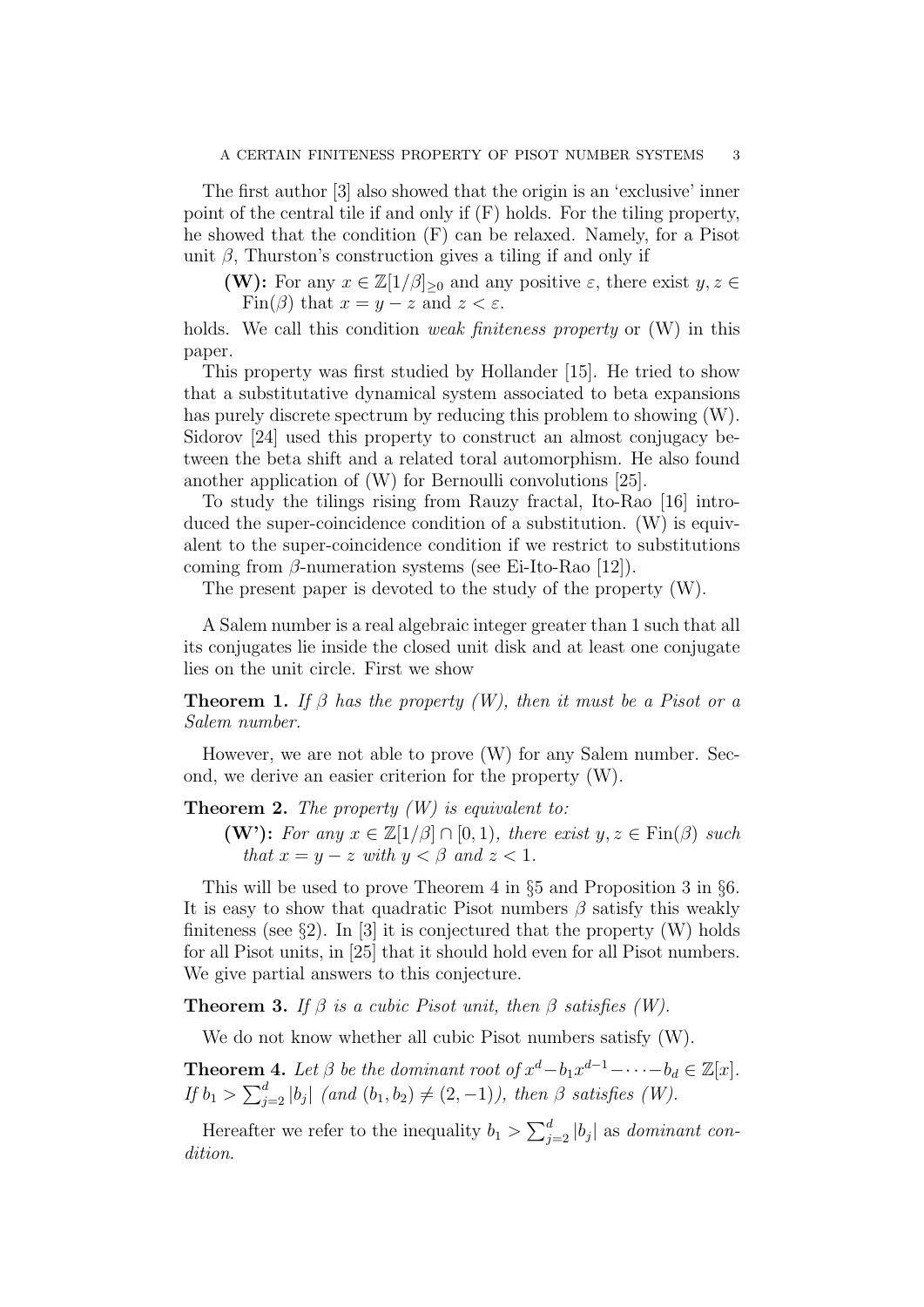The first author [3] also showed that the origin is an 'exclusive' inner point of the central tile if and only if (F) holds. For the tiling property, he showed that the condition (F) can be relaxed. Namely, for a Pisot unit $\beta$, Thurston's construction gives a tiling if and only if

> **(W):** For any $x \in \mathbb{Z}[1/\beta]_{\geq 0}$ and any positive $\varepsilon$, there exist $y, z \in \mathrm{Fin}(\beta)$ that $x = y - z$ and $z < \varepsilon$.

holds. We call this condition *weak finiteness property* or (W) in this paper.

This property was first studied by Hollander [15]. He tried to show that a substitutative dynamical system associated to beta expansions has purely discrete spectrum by reducing this problem to showing (W). Sidorov [24] used this property to construct an almost conjugacy between the beta shift and a related toral automorphism. He also found another application of (W) for Bernoulli convolutions [25].

To study the tilings rising from Rauzy fractal, Ito-Rao [16] introduced the super-coincidence condition of a substitution. (W) is equivalent to the super-coincidence condition if we restrict to substitutions coming from $\beta$-numeration systems (see Ei-Ito-Rao [12]).

The present paper is devoted to the study of the property (W).

A Salem number is a real algebraic integer greater than 1 such that all its conjugates lie inside the closed unit disk and at least one conjugate lies on the unit circle. First we show

**Theorem 1.** *If $\beta$ has the property (W), then it must be a Pisot or a Salem number.*

However, we are not able to prove (W) for any Salem number. Second, we derive an easier criterion for the property (W).

**Theorem 2.** *The property (W) is equivalent to:*

> **(W'):** *For any $x \in \mathbb{Z}[1/\beta] \cap [0, 1)$, there exist $y, z \in \mathrm{Fin}(\beta)$ such that $x = y - z$ with $y < \beta$ and $z < 1$.*

This will be used to prove Theorem 4 in §5 and Proposition 3 in §6. It is easy to show that quadratic Pisot numbers $\beta$ satisfy this weakly finiteness (see §2). In [3] it is conjectured that the property (W) holds for all Pisot units, in [25] that it should hold even for all Pisot numbers. We give partial answers to this conjecture.

**Theorem 3.** *If $\beta$ is a cubic Pisot unit, then $\beta$ satisfies (W).*

We do not know whether all cubic Pisot numbers satisfy (W).

**Theorem 4.** *Let $\beta$ be the dominant root of $x^d - b_1 x^{d-1} - \cdots - b_d \in \mathbb{Z}[x]$. If $b_1 > \sum_{j=2}^{d} |b_j|$ (and $(b_1, b_2) \neq (2, -1)$), then $\beta$ satisfies (W).*

Hereafter we refer to the inequality $b_1 > \sum_{j=2}^{d} |b_j|$ as *dominant condition*.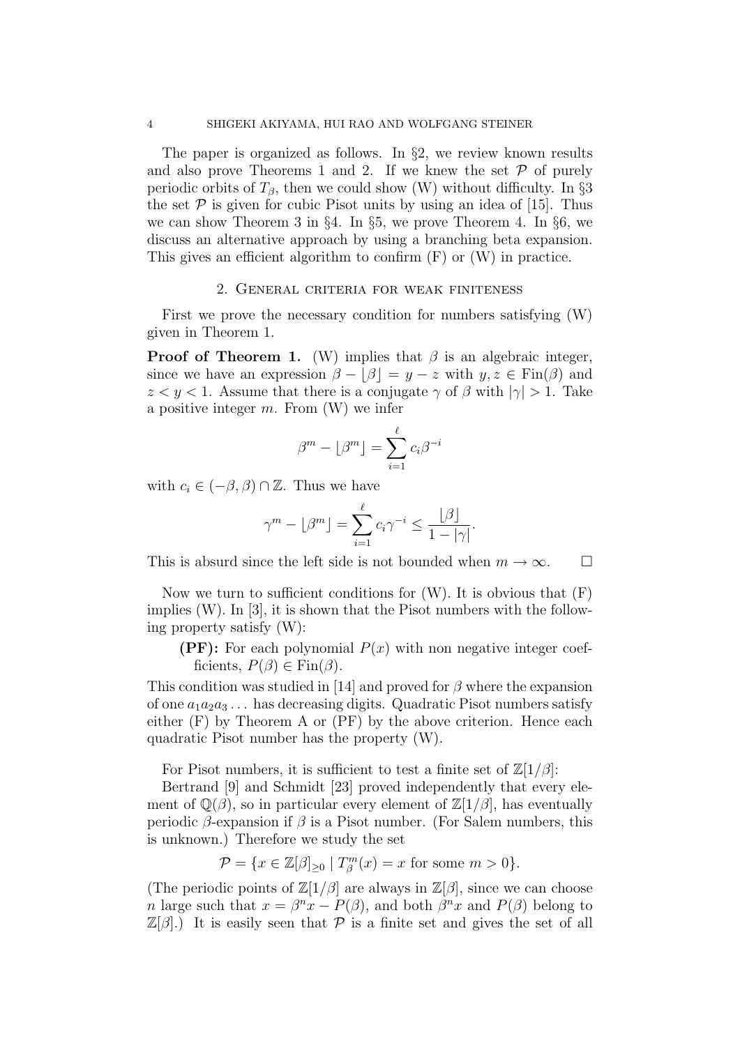The paper is organized as follows. In §2, we review known results and also prove Theorems 1 and 2. If we knew the set $\mathcal{P}$ of purely periodic orbits of $T_\beta$, then we could show (W) without difficulty. In §3 the set $\mathcal{P}$ is given for cubic Pisot units by using an idea of [15]. Thus we can show Theorem 3 in §4. In §5, we prove Theorem 4. In §6, we discuss an alternative approach by using a branching beta expansion. This gives an efficient algorithm to confirm (F) or (W) in practice.

## 2. General criteria for weak finiteness

First we prove the necessary condition for numbers satisfying (W) given in Theorem 1.

**Proof of Theorem 1.** (W) implies that $\beta$ is an algebraic integer, since we have an expression $\beta - \lfloor \beta \rfloor = y - z$ with $y, z \in \mathrm{Fin}(\beta)$ and $z < y < 1$. Assume that there is a conjugate $\gamma$ of $\beta$ with $|\gamma| > 1$. Take a positive integer $m$. From (W) we infer

$$\beta^m - \lfloor \beta^m \rfloor = \sum_{i=1}^{\ell} c_i \beta^{-i}$$

with $c_i \in (-\beta, \beta) \cap \mathbb{Z}$. Thus we have

$$\gamma^m - \lfloor \beta^m \rfloor = \sum_{i=1}^{\ell} c_i \gamma^{-i} \leq \frac{\lfloor \beta \rfloor}{1 - |\gamma|}.$$

This is absurd since the left side is not bounded when $m \to \infty$. $\square$

Now we turn to sufficient conditions for (W). It is obvious that (F) implies (W). In [3], it is shown that the Pisot numbers with the following property satisfy (W):

- **(PF):** For each polynomial $P(x)$ with non negative integer coefficients, $P(\beta) \in \mathrm{Fin}(\beta)$.

This condition was studied in [14] and proved for $\beta$ where the expansion of one $a_1 a_2 a_3 \ldots$ has decreasing digits. Quadratic Pisot numbers satisfy either (F) by Theorem A or (PF) by the above criterion. Hence each quadratic Pisot number has the property (W).

For Pisot numbers, it is sufficient to test a finite set of $\mathbb{Z}[1/\beta]$:

Bertrand [9] and Schmidt [23] proved independently that every element of $\mathbb{Q}(\beta)$, so in particular every element of $\mathbb{Z}[1/\beta]$, has eventually periodic $\beta$-expansion if $\beta$ is a Pisot number. (For Salem numbers, this is unknown.) Therefore we study the set

$$\mathcal{P} = \{x \in \mathbb{Z}[\beta]_{\geq 0} \mid T_\beta^m(x) = x \text{ for some } m > 0\}.$$

(The periodic points of $\mathbb{Z}[1/\beta]$ are always in $\mathbb{Z}[\beta]$, since we can choose $n$ large such that $x = \beta^n x - P(\beta)$, and both $\beta^n x$ and $P(\beta)$ belong to $\mathbb{Z}[\beta]$.) It is easily seen that $\mathcal{P}$ is a finite set and gives the set of all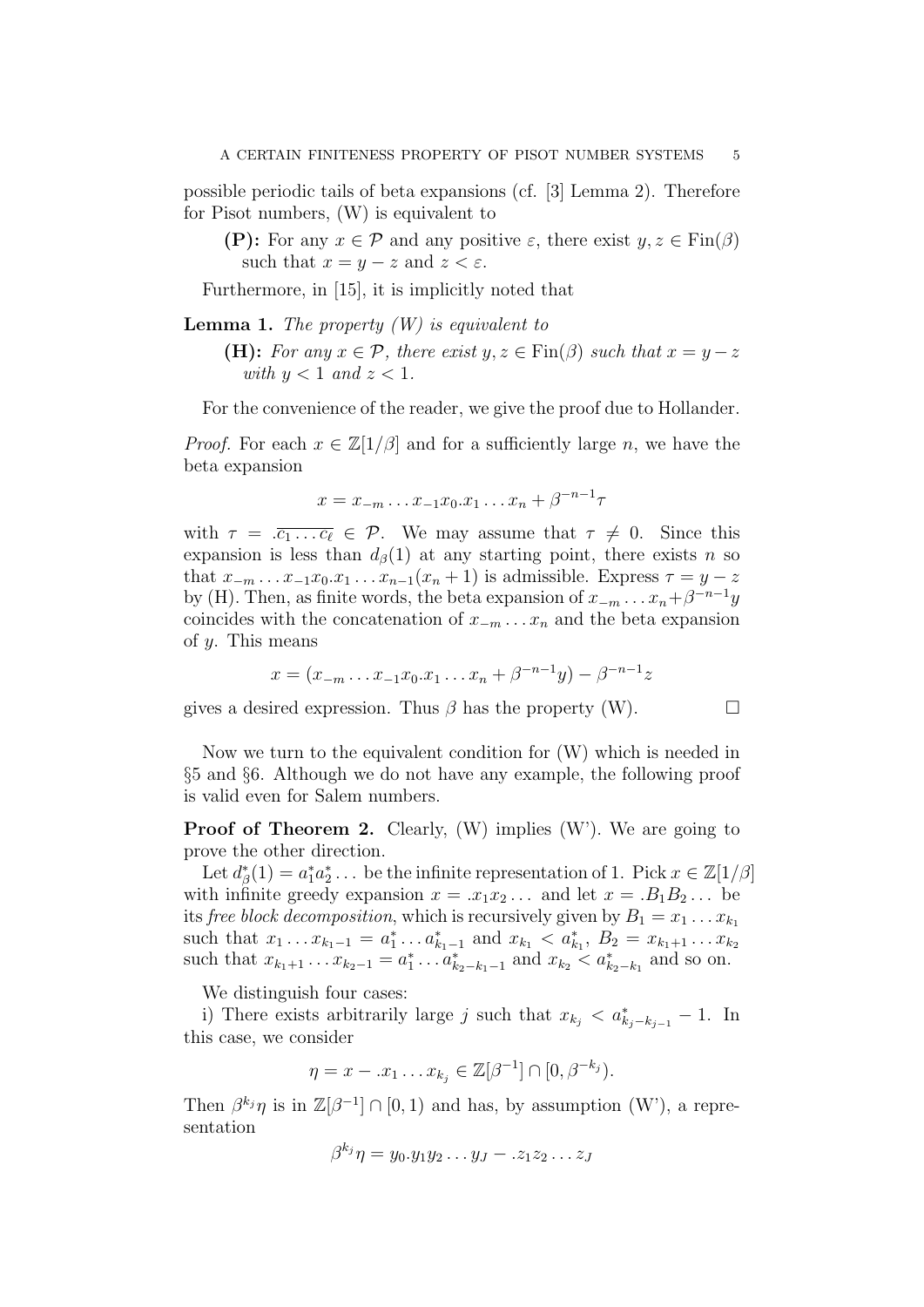possible periodic tails of beta expansions (cf. [3] Lemma 2). Therefore for Pisot numbers, (W) is equivalent to

**(P):** For any $x \in \mathcal{P}$ and any positive $\varepsilon$, there exist $y, z \in \mathrm{Fin}(\beta)$ such that $x = y - z$ and $z < \varepsilon$.

Furthermore, in [15], it is implicitly noted that

**Lemma 1.** *The property (W) is equivalent to*

**(H):** *For any $x \in \mathcal{P}$, there exist $y, z \in \mathrm{Fin}(\beta)$ such that $x = y - z$ with $y < 1$ and $z < 1$.*

For the convenience of the reader, we give the proof due to Hollander.

*Proof.* For each $x \in \mathbb{Z}[1/\beta]$ and for a sufficiently large $n$, we have the beta expansion

$$x = x_{-m} \dots x_{-1} x_0 . x_1 \dots x_n + \beta^{-n-1} \tau$$

with $\tau = .\overline{c_1 \dots c_\ell} \in \mathcal{P}$. We may assume that $\tau \neq 0$. Since this expansion is less than $d_\beta(1)$ at any starting point, there exists $n$ so that $x_{-m} \dots x_{-1} x_0 . x_1 \dots x_{n-1}(x_n + 1)$ is admissible. Express $\tau = y - z$ by (H). Then, as finite words, the beta expansion of $x_{-m} \dots x_n + \beta^{-n-1} y$ coincides with the concatenation of $x_{-m} \dots x_n$ and the beta expansion of $y$. This means

$$x = (x_{-m} \dots x_{-1} x_0 . x_1 \dots x_n + \beta^{-n-1} y) - \beta^{-n-1} z$$

gives a desired expression. Thus $\beta$ has the property (W). $\square$

Now we turn to the equivalent condition for (W) which is needed in §5 and §6. Although we do not have any example, the following proof is valid even for Salem numbers.

**Proof of Theorem 2.** Clearly, (W) implies (W'). We are going to prove the other direction.

Let $d^*_\beta(1) = a^*_1 a^*_2 \dots$ be the infinite representation of 1. Pick $x \in \mathbb{Z}[1/\beta]$ with infinite greedy expansion $x = .x_1 x_2 \dots$ and let $x = .B_1 B_2 \dots$ be its *free block decomposition*, which is recursively given by $B_1 = x_1 \dots x_{k_1}$ such that $x_1 \dots x_{k_1 - 1} = a^*_1 \dots a^*_{k_1 - 1}$ and $x_{k_1} < a^*_{k_1}$, $B_2 = x_{k_1+1} \dots x_{k_2}$ such that $x_{k_1+1} \dots x_{k_2 - 1} = a^*_1 \dots a^*_{k_2 - k_1 - 1}$ and $x_{k_2} < a^*_{k_2 - k_1}$ and so on.

We distinguish four cases:

i) There exists arbitrarily large $j$ such that $x_{k_j} < a^*_{k_j - k_{j-1}} - 1$. In this case, we consider

$$\eta = x - .x_1 \dots x_{k_j} \in \mathbb{Z}[\beta^{-1}] \cap [0, \beta^{-k_j}).$$

Then $\beta^{k_j} \eta$ is in $\mathbb{Z}[\beta^{-1}] \cap [0, 1)$ and has, by assumption (W'), a representation

$$\beta^{k_j} \eta = y_0 . y_1 y_2 \dots y_J - .z_1 z_2 \dots z_J$$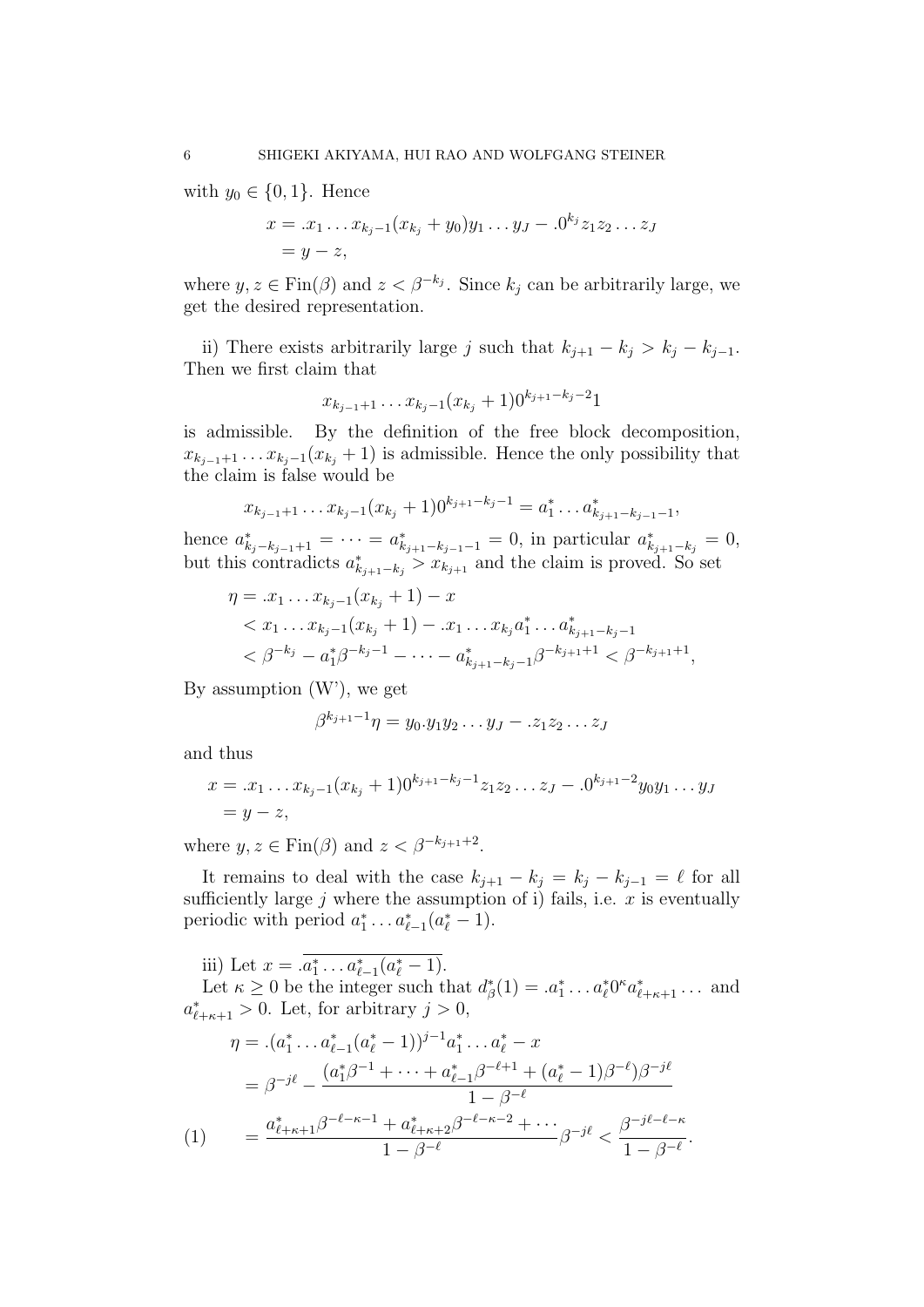with $y_0 \in \{0,1\}$. Hence

$$\begin{aligned} x &= .x_1 \dots x_{k_j-1}(x_{k_j}+y_0)y_1 \dots y_J - .0^{k_j} z_1 z_2 \dots z_J \\ &= y - z, \end{aligned}$$

where $y, z \in \mathrm{Fin}(\beta)$ and $z < \beta^{-k_j}$. Since $k_j$ can be arbitrarily large, we get the desired representation.

ii) There exists arbitrarily large $j$ such that $k_{j+1} - k_j > k_j - k_{j-1}$. Then we first claim that

$$x_{k_{j-1}+1} \dots x_{k_j-1}(x_{k_j}+1)0^{k_{j+1}-k_j-2}1$$

is admissible. By the definition of the free block decomposition, $x_{k_{j-1}+1} \dots x_{k_j-1}(x_{k_j}+1)$ is admissible. Hence the only possibility that the claim is false would be

$$x_{k_{j-1}+1} \dots x_{k_j-1}(x_{k_j}+1)0^{k_{j+1}-k_j-1} = a_1^* \dots a_{k_{j+1}-k_{j-1}-1}^*,$$

hence $a_{k_j-k_{j-1}+1}^* = \dots = a_{k_{j+1}-k_{j-1}-1}^* = 0$, in particular $a_{k_{j+1}-k_j}^* = 0$, but this contradicts $a_{k_{j+1}-k_j}^* > x_{k_{j+1}}$ and the claim is proved. So set

$$\begin{aligned} \eta &= .x_1 \dots x_{k_j-1}(x_{k_j}+1) - x \\ &< x_1 \dots x_{k_j-1}(x_{k_j}+1) - .x_1 \dots x_{k_j} a_1^* \dots a_{k_{j+1}-k_j-1}^* \\ &< \beta^{-k_j} - a_1^* \beta^{-k_j-1} - \dots - a_{k_{j+1}-k_j-1}^* \beta^{-k_{j+1}+1} < \beta^{-k_{j+1}+1}, \end{aligned}$$

By assumption (W'), we get

$$\beta^{k_{j+1}-1}\eta = y_0.y_1 y_2 \dots y_J - .z_1 z_2 \dots z_J$$

and thus

$$\begin{aligned} x &= .x_1 \dots x_{k_j-1}(x_{k_j}+1)0^{k_{j+1}-k_j-1} z_1 z_2 \dots z_J - .0^{k_{j+1}-2} y_0 y_1 \dots y_J \\ &= y - z, \end{aligned}$$

where $y, z \in \mathrm{Fin}(\beta)$ and $z < \beta^{-k_{j+1}+2}$.

It remains to deal with the case $k_{j+1} - k_j = k_j - k_{j-1} = \ell$ for all sufficiently large $j$ where the assumption of i) fails, i.e. $x$ is eventually periodic with period $a_1^* \dots a_{\ell-1}^*(a_\ell^* - 1)$.

iii) Let $x = .\overline{a_1^* \dots a_{\ell-1}^*(a_\ell^* - 1)}$.

Let $\kappa \geq 0$ be the integer such that $d_\beta^*(1) = .a_1^* \dots a_\ell^* 0^\kappa a_{\ell+\kappa+1}^* \dots$ and $a_{\ell+\kappa+1}^* > 0$. Let, for arbitrary $j > 0$,

$$\begin{aligned} \eta &= .(a_1^* \dots a_{\ell-1}^*(a_\ell^* - 1))^{j-1} a_1^* \dots a_\ell^* - x \\ &= \beta^{-j\ell} - \frac{(a_1^* \beta^{-1} + \dots + a_{\ell-1}^* \beta^{-\ell+1} + (a_\ell^* - 1)\beta^{-\ell})\beta^{-j\ell}}{1 - \beta^{-\ell}} \\ &= \frac{a_{\ell+\kappa+1}^* \beta^{-\ell-\kappa-1} + a_{\ell+\kappa+2}^* \beta^{-\ell-\kappa-2} + \cdots}{1 - \beta^{-\ell}} \beta^{-j\ell} < \frac{\beta^{-j\ell-\ell-\kappa}}{1 - \beta^{-\ell}}. \qquad (1) \end{aligned}$$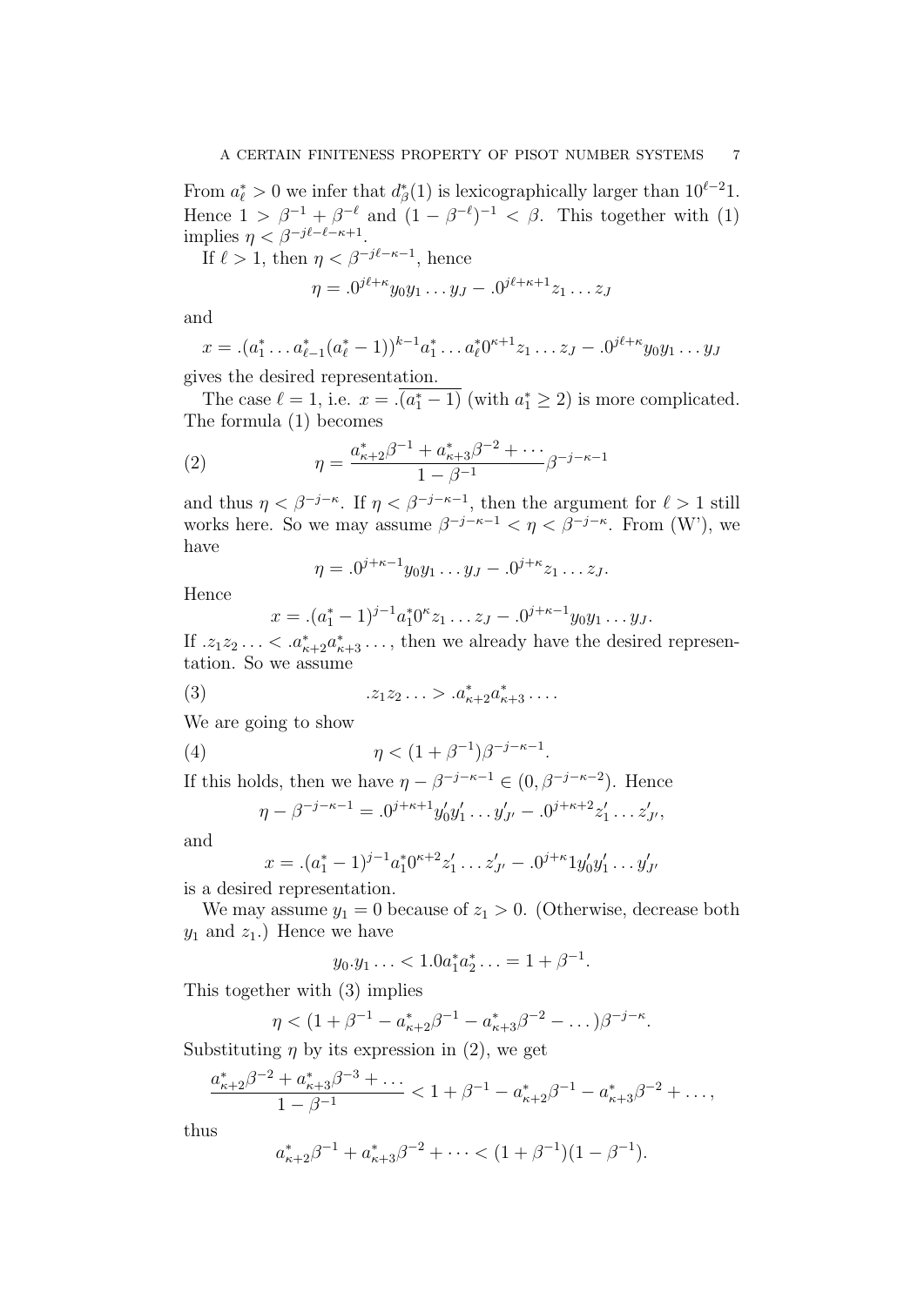From $a_\ell^* > 0$ we infer that $d_\beta^*(1)$ is lexicographically larger than $10^{\ell-2}1$. Hence $1 > \beta^{-1} + \beta^{-\ell}$ and $(1-\beta^{-\ell})^{-1} < \beta$. This together with (1) implies $\eta < \beta^{-j\ell-\ell-\kappa+1}$.

If $\ell > 1$, then $\eta < \beta^{-j\ell-\kappa-1}$, hence

$$\eta = .0^{j\ell+\kappa} y_0 y_1 \dots y_J - .0^{j\ell+\kappa+1} z_1 \dots z_J$$

and

$$x = .(a_1^* \dots a_{\ell-1}^*(a_\ell^*-1))^{k-1} a_1^* \dots a_\ell^* 0^{\kappa+1} z_1 \dots z_J - .0^{j\ell+\kappa} y_0 y_1 \dots y_J$$

gives the desired representation.

The case $\ell = 1$, i.e. $x = .\overline{(a_1^*-1)}$ (with $a_1^* \geq 2$) is more complicated. The formula (1) becomes

$$\eta = \frac{a_{\kappa+2}^*\beta^{-1} + a_{\kappa+3}^*\beta^{-2} + \cdots}{1-\beta^{-1}} \beta^{-j-\kappa-1} \tag{2}$$

and thus $\eta < \beta^{-j-\kappa}$. If $\eta < \beta^{-j-\kappa-1}$, then the argument for $\ell > 1$ still works here. So we may assume $\beta^{-j-\kappa-1} < \eta < \beta^{-j-\kappa}$. From (W'), we have

$$\eta = .0^{j+\kappa-1} y_0 y_1 \dots y_J - .0^{j+\kappa} z_1 \dots z_J.$$

Hence

$$x = .(a_1^*-1)^{j-1} a_1^* 0^\kappa z_1 \dots z_J - .0^{j+\kappa-1} y_0 y_1 \dots y_J.$$

If $.z_1 z_2 \dots < .a_{\kappa+2}^* a_{\kappa+3}^* \dots$, then we already have the desired representation. So we assume

$$.z_1 z_2 \dots > .a_{\kappa+2}^* a_{\kappa+3}^* \dots. \tag{3}$$

We are going to show

$$\eta < (1+\beta^{-1})\beta^{-j-\kappa-1}. \tag{4}$$

If this holds, then we have $\eta - \beta^{-j-\kappa-1} \in (0, \beta^{-j-\kappa-2})$. Hence

$$\eta - \beta^{-j-\kappa-1} = .0^{j+\kappa+1} y_0' y_1' \dots y_{J'}' - .0^{j+\kappa+2} z_1' \dots z_{J'}',$$

and

$$x = .(a_1^*-1)^{j-1} a_1^* 0^{\kappa+2} z_1' \dots z_{J'}' - .0^{j+\kappa} 1 y_0' y_1' \dots y_{J'}'$$

is a desired representation.

We may assume $y_1 = 0$ because of $z_1 > 0$. (Otherwise, decrease both $y_1$ and $z_1$.) Hence we have

$$y_0.y_1 \dots < 1.0 a_1^* a_2^* \dots = 1 + \beta^{-1}.$$

This together with (3) implies

$$\eta < (1 + \beta^{-1} - a_{\kappa+2}^*\beta^{-1} - a_{\kappa+3}^*\beta^{-2} - \dots)\beta^{-j-\kappa}.$$

Substituting $\eta$ by its expression in (2), we get

$$\frac{a_{\kappa+2}^*\beta^{-2} + a_{\kappa+3}^*\beta^{-3} + \dots}{1-\beta^{-1}} < 1 + \beta^{-1} - a_{\kappa+2}^*\beta^{-1} - a_{\kappa+3}^*\beta^{-2} + \dots,$$

thus

$$a_{\kappa+2}^*\beta^{-1} + a_{\kappa+3}^*\beta^{-2} + \dots < (1+\beta^{-1})(1-\beta^{-1}).$$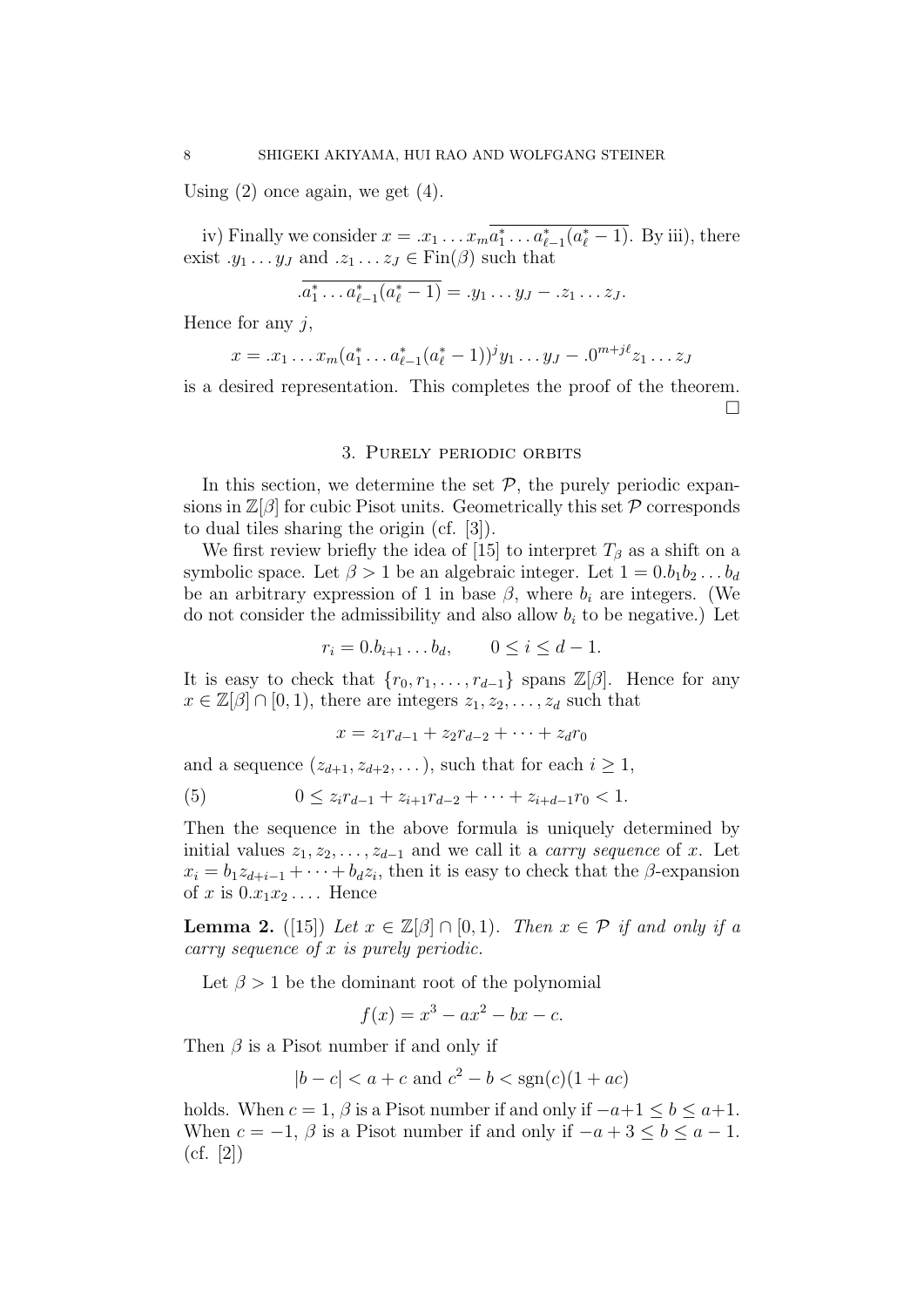Using (2) once again, we get (4).

iv) Finally we consider $x = .x_1 \dots x_m \overline{a_1^* \dots a_{\ell-1}^* (a_\ell^* - 1)}$. By iii), there exist $.y_1 \dots y_J$ and $.z_1 \dots z_J \in \mathrm{Fin}(\beta)$ such that

$$.\overline{a_1^* \dots a_{\ell-1}^* (a_\ell^* - 1)} = .y_1 \dots y_J - .z_1 \dots z_J.$$

Hence for any $j$,

$$x = .x_1 \dots x_m (a_1^* \dots a_{\ell-1}^* (a_\ell^* - 1))^j y_1 \dots y_J - .0^{m+j\ell} z_1 \dots z_J$$

is a desired representation. This completes the proof of the theorem. $\square$

## 3. Purely periodic orbits

In this section, we determine the set $\mathcal{P}$, the purely periodic expansions in $\mathbb{Z}[\beta]$ for cubic Pisot units. Geometrically this set $\mathcal{P}$ corresponds to dual tiles sharing the origin (cf. [3]).

We first review briefly the idea of [15] to interpret $T_\beta$ as a shift on a symbolic space. Let $\beta > 1$ be an algebraic integer. Let $1 = 0.b_1 b_2 \dots b_d$ be an arbitrary expression of 1 in base $\beta$, where $b_i$ are integers. (We do not consider the admissibility and also allow $b_i$ to be negative.) Let

$$r_i = 0.b_{i+1} \dots b_d, \qquad 0 \le i \le d-1.$$

It is easy to check that $\{r_0, r_1, \dots, r_{d-1}\}$ spans $\mathbb{Z}[\beta]$. Hence for any $x \in \mathbb{Z}[\beta] \cap [0,1)$, there are integers $z_1, z_2, \dots, z_d$ such that

$$x = z_1 r_{d-1} + z_2 r_{d-2} + \dots + z_d r_0$$

and a sequence $(z_{d+1}, z_{d+2}, \dots)$, such that for each $i \ge 1$,

$$0 \le z_i r_{d-1} + z_{i+1} r_{d-2} + \dots + z_{i+d-1} r_0 < 1. \tag{5}$$

Then the sequence in the above formula is uniquely determined by initial values $z_1, z_2, \dots, z_{d-1}$ and we call it a *carry sequence* of $x$. Let $x_i = b_1 z_{d+i-1} + \dots + b_d z_i$, then it is easy to check that the $\beta$-expansion of $x$ is $0.x_1 x_2 \dots$. Hence

**Lemma 2.** ([15]) *Let $x \in \mathbb{Z}[\beta] \cap [0,1)$. Then $x \in \mathcal{P}$ if and only if a carry sequence of $x$ is purely periodic.*

Let $\beta > 1$ be the dominant root of the polynomial

$$f(x) = x^3 - ax^2 - bx - c.$$

Then $\beta$ is a Pisot number if and only if

$$|b - c| < a + c \text{ and } c^2 - b < \mathrm{sgn}(c)(1 + ac)$$

holds. When $c = 1$, $\beta$ is a Pisot number if and only if $-a+1 \le b \le a+1$. When $c = -1$, $\beta$ is a Pisot number if and only if $-a+3 \le b \le a-1$. (cf. [2])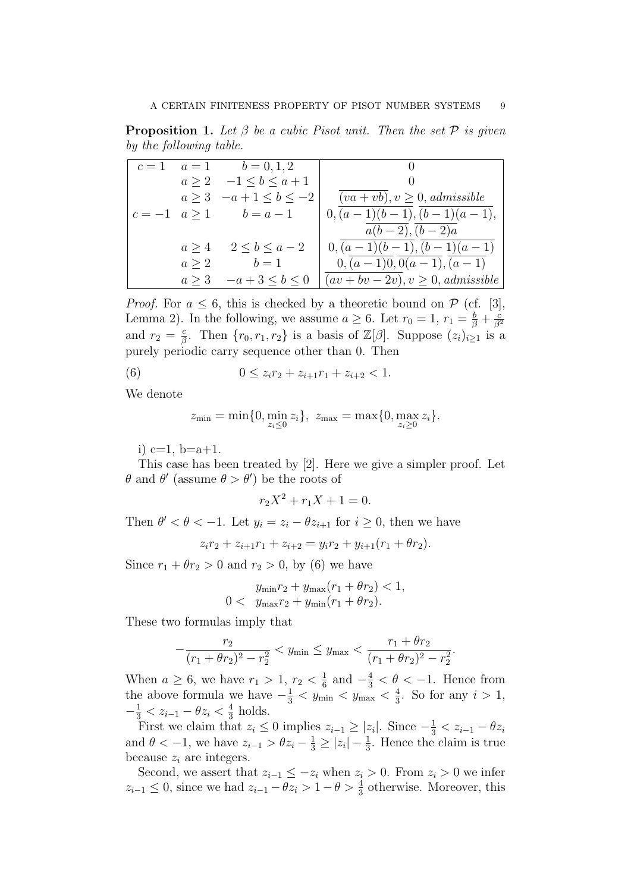**Proposition 1.** *Let $\beta$ be a cubic Pisot unit. Then the set $\mathcal{P}$ is given by the following table.*

| | | | |
|---|---|---|---|
| $c=1$ | $a=1$ | $b=0,1,2$ | $0$ |
| | $a\geq 2$ | $-1\leq b\leq a+1$ | $0$ |
| | $a\geq 3$ | $-a+1\leq b\leq -2$ | $\overline{(va+vb)}, v\geq 0$, *admissible* |
| $c=-1$ | $a\geq 1$ | $b=a-1$ | $0, \overline{(a-1)(b-1)}, \overline{(b-1)(a-1)}, \overline{a(b-2)}, \overline{(b-2)a}$ |
| | $a\geq 4$ | $2\leq b\leq a-2$ | $0, \overline{(a-1)(b-1)}, \overline{(b-1)(a-1)}$ |
| | $a\geq 2$ | $b=1$ | $0, \overline{(a-1)0}, \overline{0(a-1)}, \overline{(a-1)}$ |
| | $a\geq 3$ | $-a+3\leq b\leq 0$ | $\overline{(av+bv-2v)}, v\geq 0$, *admissible* |

*Proof.* For $a\leq 6$, this is checked by a theoretic bound on $\mathcal{P}$ (cf. [3], Lemma 2). In the following, we assume $a\geq 6$. Let $r_0=1$, $r_1=\frac{b}{\beta}+\frac{c}{\beta^2}$ and $r_2=\frac{c}{\beta}$. Then $\{r_0,r_1,r_2\}$ is a basis of $\mathbb{Z}[\beta]$. Suppose $(z_i)_{i\geq 1}$ is a purely periodic carry sequence other than 0. Then

$$0\leq z_i r_2+z_{i+1}r_1+z_{i+2}<1. \tag{6}$$

We denote

$$z_{\min}=\min\{0,\min_{z_i\leq 0} z_i\},\ \ z_{\max}=\max\{0,\max_{z_i\geq 0} z_i\}.$$

i) c=1, b=a+1.

This case has been treated by [2]. Here we give a simpler proof. Let $\theta$ and $\theta'$ (assume $\theta>\theta'$) be the roots of

$$r_2X^2+r_1X+1=0.$$

Then $\theta'<\theta<-1$. Let $y_i=z_i-\theta z_{i+1}$ for $i\geq 0$, then we have

$$z_ir_2+z_{i+1}r_1+z_{i+2}=y_ir_2+y_{i+1}(r_1+\theta r_2).$$

Since $r_1+\theta r_2>0$ and $r_2>0$, by (6) we have

$$\begin{aligned} y_{\min}r_2+y_{\max}(r_1+\theta r_2)&<1,\\ 0<\ \ y_{\max}r_2+y_{\min}(r_1+\theta r_2)&. \end{aligned}$$

These two formulas imply that

$$-\frac{r_2}{(r_1+\theta r_2)^2-r_2^2}<y_{\min}\leq y_{\max}<\frac{r_1+\theta r_2}{(r_1+\theta r_2)^2-r_2^2}.$$

When $a\geq 6$, we have $r_1>1$, $r_2<\frac{1}{6}$ and $-\frac{4}{3}<\theta<-1$. Hence from the above formula we have $-\frac{1}{3}<y_{\min}<y_{\max}<\frac{4}{3}$. So for any $i>1$, $-\frac{1}{3}<z_{i-1}-\theta z_i<\frac{4}{3}$ holds.

First we claim that $z_i\leq 0$ implies $z_{i-1}\geq |z_i|$. Since $-\frac{1}{3}<z_{i-1}-\theta z_i$ and $\theta<-1$, we have $z_{i-1}>\theta z_i-\frac{1}{3}\geq |z_i|-\frac{1}{3}$. Hence the claim is true because $z_i$ are integers.

Second, we assert that $z_{i-1}\leq -z_i$ when $z_i>0$. From $z_i>0$ we infer $z_{i-1}\leq 0$, since we had $z_{i-1}-\theta z_i>1-\theta>\frac{4}{3}$ otherwise. Moreover, this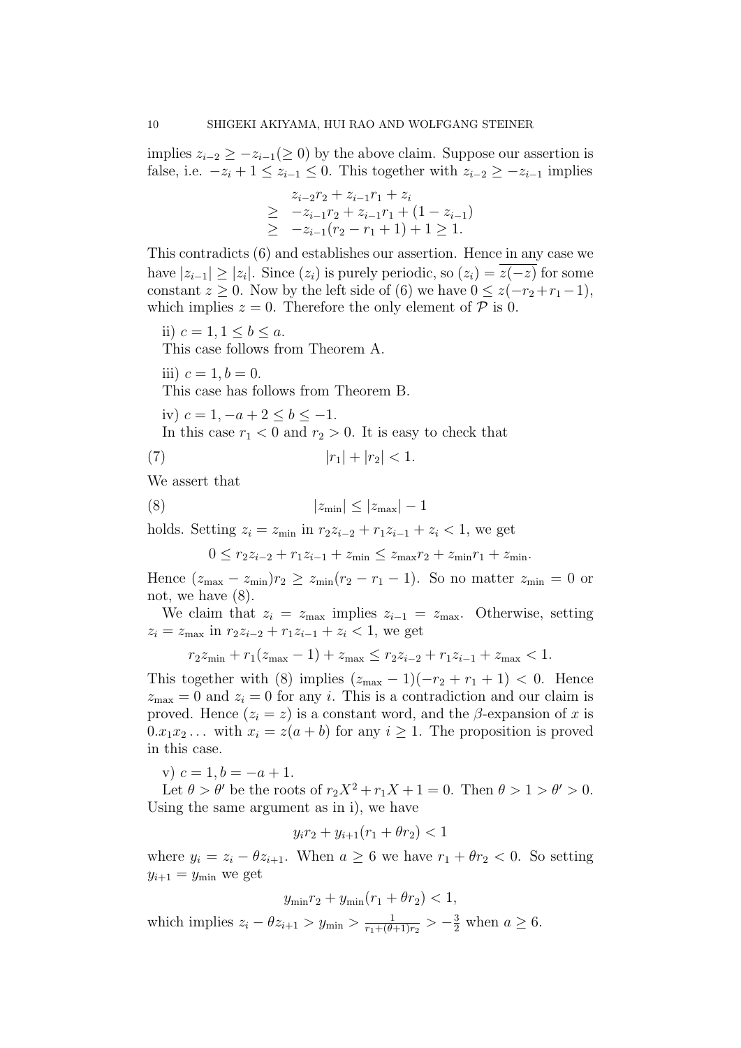implies $z_{i-2} \geq -z_{i-1} (\geq 0)$ by the above claim. Suppose our assertion is false, i.e. $-z_i + 1 \leq z_{i-1} \leq 0$. This together with $z_{i-2} \geq -z_{i-1}$ implies

$$
\begin{aligned}
& z_{i-2}r_2 + z_{i-1}r_1 + z_i \\
\geq \; & -z_{i-1}r_2 + z_{i-1}r_1 + (1 - z_{i-1}) \\
\geq \; & -z_{i-1}(r_2 - r_1 + 1) + 1 \geq 1.
\end{aligned}
$$

This contradicts (6) and establishes our assertion. Hence in any case we have $|z_{i-1}| \geq |z_i|$. Since $(z_i)$ is purely periodic, so $(z_i) = \overline{z(-z)}$ for some constant $z \geq 0$. Now by the left side of (6) we have $0 \leq z(-r_2 + r_1 - 1)$, which implies $z = 0$. Therefore the only element of $\mathcal{P}$ is 0.

ii) $c = 1, 1 \leq b \leq a$.
This case follows from Theorem A.

iii) $c = 1, b = 0$.
This case has follows from Theorem B.

iv) $c = 1, -a + 2 \leq b \leq -1$.
In this case $r_1 < 0$ and $r_2 > 0$. It is easy to check that

$$
|r_1| + |r_2| < 1. \tag{7}
$$

We assert that

$$
|z_{\min}| \leq |z_{\max}| - 1 \tag{8}
$$

holds. Setting $z_i = z_{\min}$ in $r_2 z_{i-2} + r_1 z_{i-1} + z_i < 1$, we get

$$
0 \leq r_2 z_{i-2} + r_1 z_{i-1} + z_{\min} \leq z_{\max} r_2 + z_{\min} r_1 + z_{\min}.
$$

Hence $(z_{\max} - z_{\min}) r_2 \geq z_{\min}(r_2 - r_1 - 1)$. So no matter $z_{\min} = 0$ or not, we have (8).

We claim that $z_i = z_{\max}$ implies $z_{i-1} = z_{\max}$. Otherwise, setting $z_i = z_{\max}$ in $r_2 z_{i-2} + r_1 z_{i-1} + z_i < 1$, we get

$$
r_2 z_{\min} + r_1(z_{\max} - 1) + z_{\max} \leq r_2 z_{i-2} + r_1 z_{i-1} + z_{\max} < 1.
$$

This together with (8) implies $(z_{\max} - 1)(-r_2 + r_1 + 1) < 0$. Hence $z_{\max} = 0$ and $z_i = 0$ for any $i$. This is a contradiction and our claim is proved. Hence $(z_i = z)$ is a constant word, and the $\beta$-expansion of $x$ is $0.x_1 x_2 \ldots$ with $x_i = z(a + b)$ for any $i \geq 1$. The proposition is proved in this case.

v) $c = 1, b = -a + 1$.
Let $\theta > \theta'$ be the roots of $r_2 X^2 + r_1 X + 1 = 0$. Then $\theta > 1 > \theta' > 0$. Using the same argument as in i), we have

$$
y_i r_2 + y_{i+1}(r_1 + \theta r_2) < 1
$$

where $y_i = z_i - \theta z_{i+1}$. When $a \geq 6$ we have $r_1 + \theta r_2 < 0$. So setting $y_{i+1} = y_{\min}$ we get

$$
y_{\min} r_2 + y_{\min}(r_1 + \theta r_2) < 1,
$$

which implies $z_i - \theta z_{i+1} > y_{\min} > \frac{1}{r_1 + (\theta+1) r_2} > -\frac{3}{2}$ when $a \geq 6$.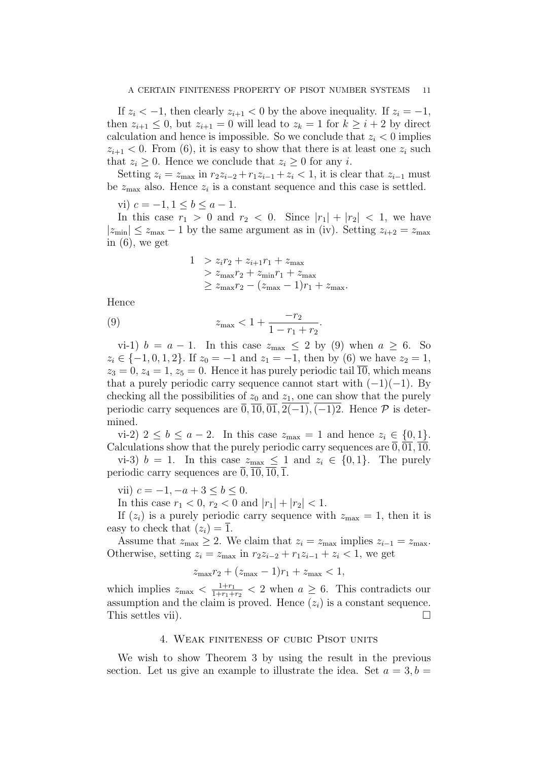If $z_i < -1$, then clearly $z_{i+1} < 0$ by the above inequality. If $z_i = -1$, then $z_{i+1} \leq 0$, but $z_{i+1} = 0$ will lead to $z_k = 1$ for $k \geq i+2$ by direct calculation and hence is impossible. So we conclude that $z_i < 0$ implies $z_{i+1} < 0$. From (6), it is easy to show that there is at least one $z_i$ such that $z_i \geq 0$. Hence we conclude that $z_i \geq 0$ for any $i$.

Setting $z_i = z_{\max}$ in $r_2 z_{i-2} + r_1 z_{i-1} + z_i < 1$, it is clear that $z_{i-1}$ must be $z_{\max}$ also. Hence $z_i$ is a constant sequence and this case is settled.

vi) $c = -1, 1 \leq b \leq a-1$.

In this case $r_1 > 0$ and $r_2 < 0$. Since $|r_1| + |r_2| < 1$, we have $|z_{\min}| \leq z_{\max} - 1$ by the same argument as in (iv). Setting $z_{i+2} = z_{\max}$ in (6), we get

$$
\begin{aligned}
1 &> z_i r_2 + z_{i+1} r_1 + z_{\max} \\
&> z_{\max} r_2 + z_{\min} r_1 + z_{\max} \\
&\geq z_{\max} r_2 - (z_{\max} - 1) r_1 + z_{\max}.
\end{aligned}
$$

Hence

$$
z_{\max} < 1 + \frac{-r_2}{1 - r_1 + r_2}. \tag{9}
$$

vi-1) $b = a-1$. In this case $z_{\max} \leq 2$ by (9) when $a \geq 6$. So $z_i \in \{-1, 0, 1, 2\}$. If $z_0 = -1$ and $z_1 = -1$, then by (6) we have $z_2 = 1$, $z_3 = 0$, $z_4 = 1$, $z_5 = 0$. Hence it has purely periodic tail $\overline{10}$, which means that a purely periodic carry sequence cannot start with $(-1)(-1)$. By checking all the possibilities of $z_0$ and $z_1$, one can show that the purely periodic carry sequences are $\overline{0}, \overline{10}, \overline{01}, \overline{2(-1)}, \overline{(-1)2}$. Hence $\mathcal{P}$ is determined.

vi-2) $2 \leq b \leq a-2$. In this case $z_{\max} = 1$ and hence $z_i \in \{0, 1\}$. Calculations show that the purely periodic carry sequences are $\overline{0}, \overline{01}, \overline{10}$.

vi-3) $b = 1$. In this case $z_{\max} \leq 1$ and $z_i \in \{0, 1\}$. The purely periodic carry sequences are $\overline{0}, \overline{10}, \overline{10}, \overline{1}$.

vii) $c = -1, -a+3 \leq b \leq 0$.

In this case $r_1 < 0$, $r_2 < 0$ and $|r_1| + |r_2| < 1$.

If $(z_i)$ is a purely periodic carry sequence with $z_{\max} = 1$, then it is easy to check that $(z_i) = \overline{1}$.

Assume that $z_{\max} \geq 2$. We claim that $z_i = z_{\max}$ implies $z_{i-1} = z_{\max}$. Otherwise, setting $z_i = z_{\max}$ in $r_2 z_{i-2} + r_1 z_{i-1} + z_i < 1$, we get

$$
z_{\max} r_2 + (z_{\max} - 1) r_1 + z_{\max} < 1,
$$

which implies $z_{\max} < \frac{1 + r_1}{1 + r_1 + r_2} < 2$ when $a \geq 6$. This contradicts our assumption and the claim is proved. Hence $(z_i)$ is a constant sequence. This settles vii). $\square$

## 4. Weak finiteness of cubic Pisot units

We wish to show Theorem 3 by using the result in the previous section. Let us give an example to illustrate the idea. Set $a = 3, b =$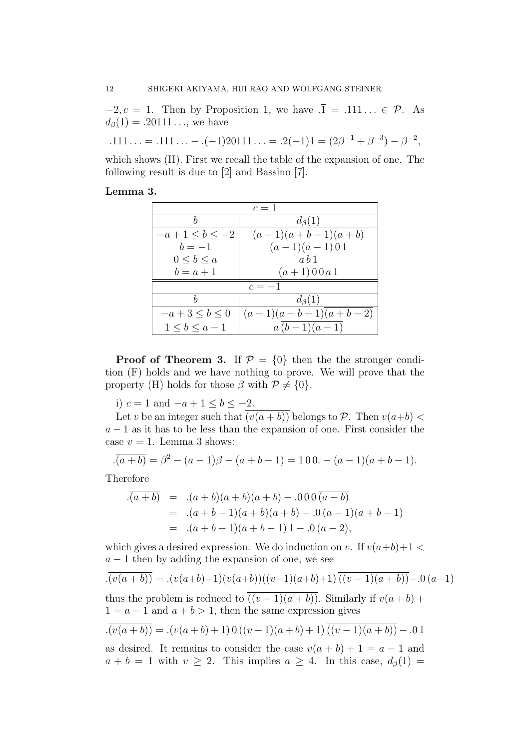$-2, c = 1$. Then by Proposition 1, we have $.\overline{1} = .111\ldots \in \mathcal{P}$. As $d_\beta(1) = .20111\ldots$, we have

$$.111\ldots = .111\ldots - .(-1)20111\ldots = .2(-1)1 = (2\beta^{-1} + \beta^{-3}) - \beta^{-2},$$

which shows (H). First we recall the table of the expansion of one. The following result is due to [2] and Bassino [7].

**Lemma 3.**

| $c = 1$ | |
|---|---|
| $b$ | $d_\beta(1)$ |
| $-a+1 \le b \le -2$ | $(a-1)(a+b-1)\overline{(a+b)}$ |
| $b = -1$ | $(a-1)(a-1)\,0\,1$ |
| $0 \le b \le a$ | $a\,b\,1$ |
| $b = a+1$ | $(a+1)\,0\,0\,a\,1$ |
| $c = -1$ | |
| $b$ | $d_\beta(1)$ |
| $-a+3 \le b \le 0$ | $(a-1)(a+b-1)\overline{(a+b-2)}$ |
| $1 \le b \le a-1$ | $a\,\overline{(b-1)(a-1)}$ |

**Proof of Theorem 3.** If $\mathcal{P} = \{0\}$ then the the stronger condition (F) holds and we have nothing to prove. We will prove that the property (H) holds for those $\beta$ with $\mathcal{P} \neq \{0\}$.

i) $c = 1$ and $-a+1 \le b \le -2$.

Let $v$ be an integer such that $\overline{(v(a+b))}$ belongs to $\mathcal{P}$. Then $v(a+b) < a-1$ as it has to be less than the expansion of one. First consider the case $v = 1$. Lemma 3 shows:

$$.\overline{(a+b)} = \beta^2 - (a-1)\beta - (a+b-1) = 1\,0\,0. - (a-1)(a+b-1).$$

Therefore

$$\begin{aligned}
.\overline{(a+b)} &= .(a+b)(a+b)(a+b) + .0\,0\,0\,\overline{(a+b)} \\
&= .(a+b+1)(a+b)(a+b) - .0\,(a-1)(a+b-1) \\
&= .(a+b+1)(a+b-1)\,1 - .0\,(a-2),
\end{aligned}$$

which gives a desired expression. We do induction on $v$. If $v(a+b)+1 < a-1$ then by adding the expansion of one, we see

$$.\overline{(v(a+b))} = .(v(a+b)+1)(v(a+b))((v-1)(a+b)+1)\,\overline{((v-1)(a+b))} - .0\,(a-1)$$

thus the problem is reduced to $\overline{((v-1)(a+b))}$. Similarly if $v(a+b)+1 = a-1$ and $a+b > 1$, then the same expression gives

$$.\overline{(v(a+b))} = .(v(a+b)+1)\,0\,((v-1)(a+b)+1)\,\overline{((v-1)(a+b))} - .0\,1$$

as desired. It remains to consider the case $v(a+b)+1 = a-1$ and $a+b = 1$ with $v \ge 2$. This implies $a \ge 4$. In this case, $d_\beta(1) =$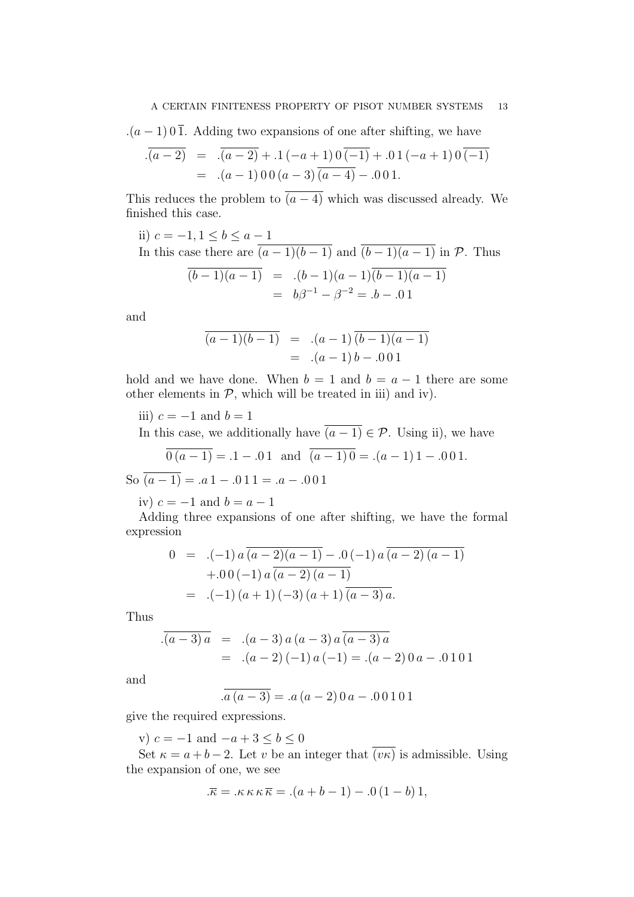$.(a-1)\,0\,\overline{1}$. Adding two expansions of one after shifting, we have

$$\begin{aligned}
.\overline{(a-2)} &= .\overline{(a-2)} + .1\,(-a+1)\,0\,\overline{(-1)} + .0\,1\,(-a+1)\,0\,\overline{(-1)} \\
&= .(a-1)\,0\,0\,(a-3)\,\overline{(a-4)} - .0\,0\,1.
\end{aligned}$$

This reduces the problem to $\overline{(a-4)}$ which was discussed already. We finished this case.

ii) $c=-1, 1 \le b \le a-1$

In this case there are $\overline{(a-1)(b-1)}$ and $\overline{(b-1)(a-1)}$ in $\mathcal{P}$. Thus

$$\begin{aligned}
\overline{(b-1)(a-1)} &= .(b-1)(a-1)\overline{(b-1)(a-1)} \\
&= b\beta^{-1} - \beta^{-2} = .b - .0\,1
\end{aligned}$$

and

$$\begin{aligned}
\overline{(a-1)(b-1)} &= .(a-1)\,\overline{(b-1)(a-1)} \\
&= .(a-1)\,b - .0\,0\,1
\end{aligned}$$

hold and we have done. When $b=1$ and $b=a-1$ there are some other elements in $\mathcal{P}$, which will be treated in iii) and iv).

iii) $c=-1$ and $b=1$

In this case, we additionally have $\overline{(a-1)} \in \mathcal{P}$. Using ii), we have

$$\overline{0\,(a-1)} = .1 - .0\,1 \quad \text{and} \quad \overline{(a-1)\,0} = .(a-1)\,1 - .0\,0\,1.$$

So $\overline{(a-1)} = .a\,1 - .0\,1\,1 = .a - .0\,0\,1$

iv) $c=-1$ and $b=a-1$

Adding three expansions of one after shifting, we have the formal expression

$$\begin{aligned}
0 &= .(-1)\,a\,\overline{(a-2)(a-1)} - .0\,(-1)\,a\,\overline{(a-2)\,(a-1)} \\
&\quad + .0\,0\,(-1)\,a\,\overline{(a-2)\,(a-1)} \\
&= .(-1)\,(a+1)\,(-3)\,(a+1)\,\overline{(a-3)\,a}.
\end{aligned}$$

Thus

$$\begin{aligned}
.\overline{(a-3)\,a} &= .(a-3)\,a\,(a-3)\,a\,\overline{(a-3)\,a} \\
&= .(a-2)\,(-1)\,a\,(-1) = .(a-2)\,0\,a - .0\,1\,0\,1
\end{aligned}$$

and

$$.\overline{a\,(a-3)} = .a\,(a-2)\,0\,a - .0\,0\,1\,0\,1$$

give the required expressions.

v) $c=-1$ and $-a+3 \le b \le 0$

Set $\kappa = a+b-2$. Let $v$ be an integer that $\overline{(v\kappa)}$ is admissible. Using the expansion of one, we see

$$.\overline{\kappa} = .\kappa\,\kappa\,\kappa\,\overline{\kappa} = .(a+b-1) - .0\,(1-b)\,1,$$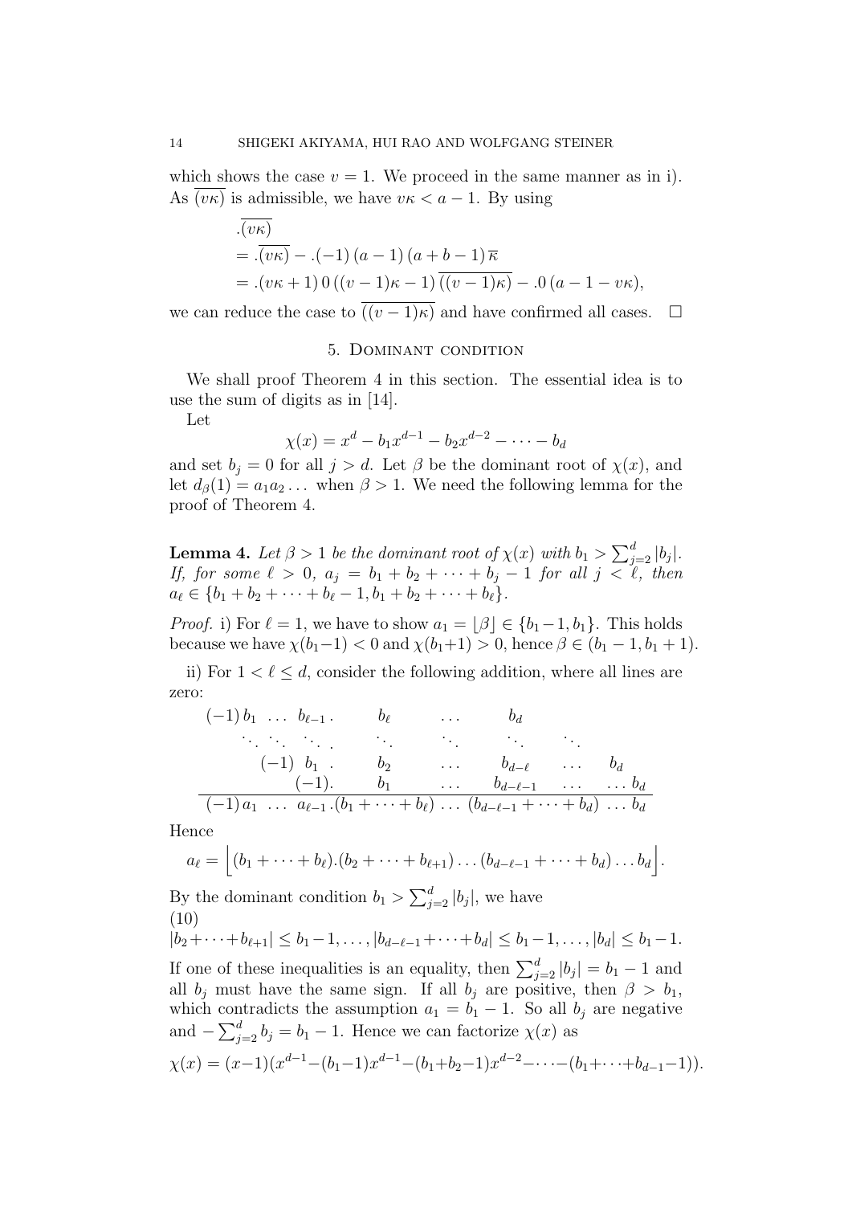which shows the case $v = 1$. We proceed in the same manner as in i). As $\overline{(v\kappa)}$ is admissible, we have $v\kappa < a - 1$. By using

$$\begin{aligned}
&.\overline{(v\kappa)} \\
&= .\overline{(v\kappa)} - .(-1)\,(a-1)\,(a+b-1)\,\overline{\kappa} \\
&= .(v\kappa+1)\,0\,((v-1)\kappa-1)\,\overline{((v-1)\kappa)} - .0\,(a-1-v\kappa),
\end{aligned}$$

we can reduce the case to $\overline{((v-1)\kappa)}$ and have confirmed all cases. $\square$

## 5. Dominant condition

We shall proof Theorem 4 in this section. The essential idea is to use the sum of digits as in [14].

Let

$$\chi(x) = x^d - b_1 x^{d-1} - b_2 x^{d-2} - \cdots - b_d$$

and set $b_j = 0$ for all $j > d$. Let $\beta$ be the dominant root of $\chi(x)$, and let $d_\beta(1) = a_1 a_2 \ldots$ when $\beta > 1$. We need the following lemma for the proof of Theorem 4.

**Lemma 4.** *Let $\beta > 1$ be the dominant root of $\chi(x)$ with $b_1 > \sum_{j=2}^d |b_j|$. If, for some $\ell > 0$, $a_j = b_1 + b_2 + \cdots + b_j - 1$ for all $j < \ell$, then $a_\ell \in \{b_1 + b_2 + \cdots + b_\ell - 1, b_1 + b_2 + \cdots + b_\ell\}$.*

*Proof.* i) For $\ell = 1$, we have to show $a_1 = \lfloor \beta \rfloor \in \{b_1 - 1, b_1\}$. This holds because we have $\chi(b_1 - 1) < 0$ and $\chi(b_1 + 1) > 0$, hence $\beta \in (b_1 - 1, b_1 + 1)$.

ii) For $1 < \ell \leq d$, consider the following addition, where all lines are zero:

$$\begin{array}{cccccccc}
(-1)\,b_1 \ \ldots \ b_{\ell-1}\,. & b_\ell & \ldots & b_d & & \\
\ddots\ \ddots\ \ \ddots\ . & \ddots & \ddots & \ddots & \ddots & \\
(-1)\ \ b_1\ \ . & b_2 & \ldots & b_{d-\ell} & \ldots & b_d \\
(-1). & b_1 & \ldots & b_{d-\ell-1} & \ldots & \ldots\ b_d \\
\hline
(-1)\,a_1 \ \ldots \ a_{\ell-1}\,. & (b_1+\cdots+b_\ell) & \ldots & (b_{d-\ell-1}+\cdots+b_d) & \ldots & b_d
\end{array}$$

Hence

$$a_\ell = \Big\lfloor (b_1 + \cdots + b_\ell).(b_2 + \cdots + b_{\ell+1}) \ldots (b_{d-\ell-1} + \cdots + b_d) \ldots b_d \Big\rfloor.$$

By the dominant condition $b_1 > \sum_{j=2}^d |b_j|$, we have

$$|b_2 + \cdots + b_{\ell+1}| \leq b_1 - 1, \ldots, |b_{d-\ell-1} + \cdots + b_d| \leq b_1 - 1, \ldots, |b_d| \leq b_1 - 1. \tag{10}$$

If one of these inequalities is an equality, then $\sum_{j=2}^d |b_j| = b_1 - 1$ and all $b_j$ must have the same sign. If all $b_j$ are positive, then $\beta > b_1$, which contradicts the assumption $a_1 = b_1 - 1$. So all $b_j$ are negative and $-\sum_{j=2}^d b_j = b_1 - 1$. Hence we can factorize $\chi(x)$ as

$$\chi(x) = (x-1)(x^{d-1} - (b_1 - 1)x^{d-1} - (b_1 + b_2 - 1)x^{d-2} - \cdots - (b_1 + \cdots + b_{d-1} - 1)).$$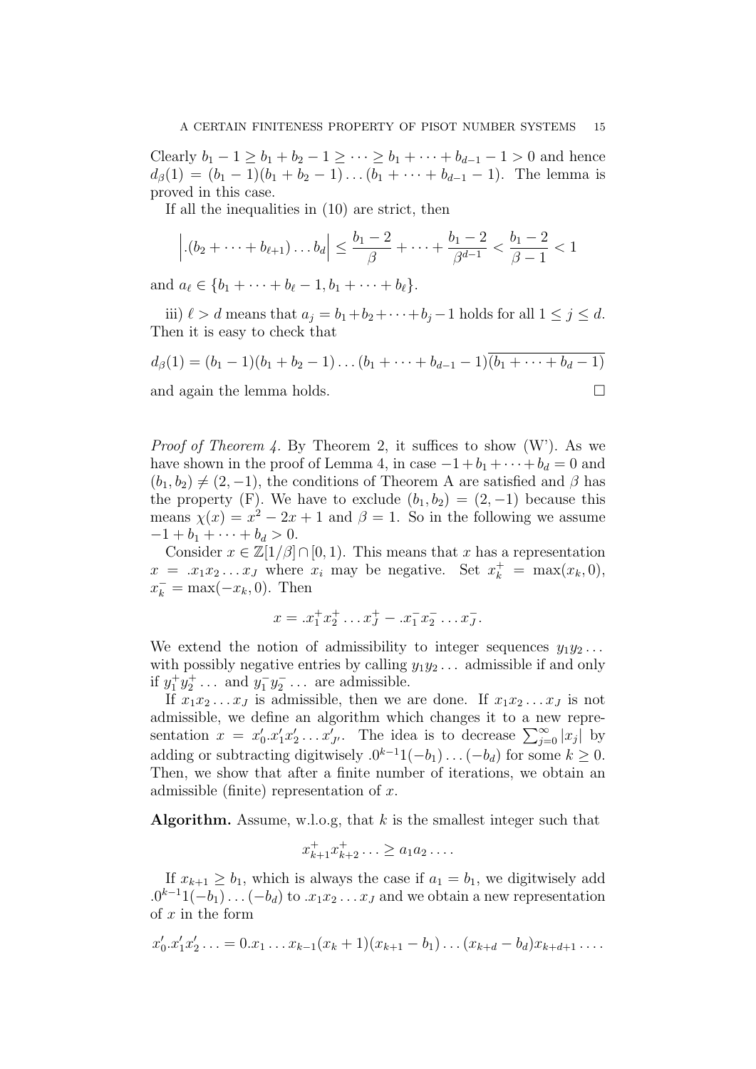Clearly $b_1 - 1 \geq b_1 + b_2 - 1 \geq \cdots \geq b_1 + \cdots + b_{d-1} - 1 > 0$ and hence $d_\beta(1) = (b_1 - 1)(b_1 + b_2 - 1)\dots(b_1 + \cdots + b_{d-1} - 1)$. The lemma is proved in this case.

If all the inequalities in (10) are strict, then

$$\left| .(b_2 + \cdots + b_{\ell+1}) \dots b_d \right| \leq \frac{b_1 - 2}{\beta} + \cdots + \frac{b_1 - 2}{\beta^{d-1}} < \frac{b_1 - 2}{\beta - 1} < 1$$

and $a_\ell \in \{b_1 + \cdots + b_\ell - 1, b_1 + \cdots + b_\ell\}$.

iii) $\ell > d$ means that $a_j = b_1 + b_2 + \cdots + b_j - 1$ holds for all $1 \leq j \leq d$. Then it is easy to check that

$$d_\beta(1) = (b_1 - 1)(b_1 + b_2 - 1)\dots(b_1 + \cdots + b_{d-1} - 1)\overline{(b_1 + \cdots + b_d - 1)}$$

and again the lemma holds. $\square$

*Proof of Theorem 4.* By Theorem 2, it suffices to show (W'). As we have shown in the proof of Lemma 4, in case $-1 + b_1 + \cdots + b_d = 0$ and $(b_1, b_2) \neq (2, -1)$, the conditions of Theorem A are satisfied and $\beta$ has the property (F). We have to exclude $(b_1, b_2) = (2, -1)$ because this means $\chi(x) = x^2 - 2x + 1$ and $\beta = 1$. So in the following we assume $-1 + b_1 + \cdots + b_d > 0$.

Consider $x \in \mathbb{Z}[1/\beta] \cap [0, 1)$. This means that $x$ has a representation $x = .x_1 x_2 \dots x_J$ where $x_i$ may be negative. Set $x_k^+ = \max(x_k, 0)$, $x_k^- = \max(-x_k, 0)$. Then

$$x = .x_1^+ x_2^+ \dots x_J^+ - .x_1^- x_2^- \dots x_J^-.$$

We extend the notion of admissibility to integer sequences $y_1 y_2 \dots$ with possibly negative entries by calling $y_1 y_2 \dots$ admissible if and only if $y_1^+ y_2^+ \dots$ and $y_1^- y_2^- \dots$ are admissible.

If $x_1 x_2 \dots x_J$ is admissible, then we are done. If $x_1 x_2 \dots x_J$ is not admissible, we define an algorithm which changes it to a new representation $x = x_0'.x_1' x_2' \dots x_{J'}'$. The idea is to decrease $\sum_{j=0}^{\infty} |x_j|$ by adding or subtracting digitwisely $.0^{k-1}1(-b_1)\dots(-b_d)$ for some $k \geq 0$. Then, we show that after a finite number of iterations, we obtain an admissible (finite) representation of $x$.

**Algorithm.** Assume, w.l.o.g, that $k$ is the smallest integer such that

$$x_{k+1}^+ x_{k+2}^+ \dots \geq a_1 a_2 \dots.$$

If $x_{k+1} \geq b_1$, which is always the case if $a_1 = b_1$, we digitwisely add $.0^{k-1}1(-b_1)\dots(-b_d)$ to $.x_1 x_2 \dots x_J$ and we obtain a new representation of $x$ in the form

$$x_0'.x_1' x_2' \dots = 0.x_1 \dots x_{k-1}(x_k + 1)(x_{k+1} - b_1)\dots(x_{k+d} - b_d)x_{k+d+1}\dots.$$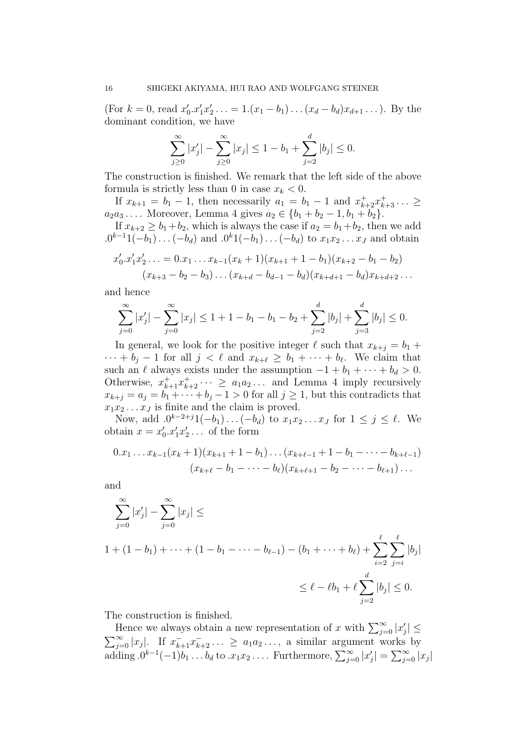(For $k = 0$, read $x'_0.x'_1x'_2\ldots = 1.(x_1 - b_1)\ldots(x_d - b_d)x_{d+1}\ldots)$. By the dominant condition, we have

$$\sum_{j\geq 0}^{\infty} |x'_j| - \sum_{j\geq 0}^{\infty} |x_j| \leq 1 - b_1 + \sum_{j=2}^{d} |b_j| \leq 0.$$

The construction is finished. We remark that the left side of the above formula is strictly less than 0 in case $x_k < 0$.

If $x_{k+1} = b_1 - 1$, then necessarily $a_1 = b_1 - 1$ and $x^+_{k+2}x^+_{k+3}\ldots \geq a_2a_3\ldots$. Moreover, Lemma 4 gives $a_2 \in \{b_1 + b_2 - 1, b_1 + b_2\}$.

If $x_{k+2} \geq b_1 + b_2$, which is always the case if $a_2 = b_1 + b_2$, then we add $.0^{k-1}1(-b_1)\ldots(-b_d)$ and $.0^k1(-b_1)\ldots(-b_d)$ to $x_1x_2\ldots x_J$ and obtain

$$\begin{aligned} x'_0.x'_1x'_2\ldots = 0.x_1\ldots x_{k-1}(x_k+1)(x_{k+1}+1-b_1)(x_{k+2}-b_1-b_2) \\ (x_{k+3}-b_2-b_3)\ldots(x_{k+d}-b_{d-1}-b_d)(x_{k+d+1}-b_d)x_{k+d+2}\ldots \end{aligned}$$

and hence

$$\sum_{j=0}^{\infty} |x'_j| - \sum_{j=0}^{\infty} |x_j| \leq 1 + 1 - b_1 - b_1 - b_2 + \sum_{j=2}^{d} |b_j| + \sum_{j=3}^{d} |b_j| \leq 0.$$

In general, we look for the positive integer $\ell$ such that $x_{k+j} = b_1 + \cdots + b_j - 1$ for all $j < \ell$ and $x_{k+\ell} \geq b_1 + \cdots + b_\ell$. We claim that such an $\ell$ always exists under the assumption $-1 + b_1 + \cdots + b_d > 0$. Otherwise, $x^+_{k+1}x^+_{k+2}\cdots \geq a_1a_2\ldots$ and Lemma 4 imply recursively $x_{k+j} = a_j = b_1 + \cdots + b_j - 1 > 0$ for all $j \geq 1$, but this contradicts that $x_1x_2\ldots x_J$ is finite and the claim is proved.

Now, add $.0^{k-2+j}1(-b_1)\ldots(-b_d)$ to $x_1x_2\ldots x_J$ for $1 \leq j \leq \ell$. We obtain $x = x'_0.x'_1x'_2\ldots$ of the form

$$\begin{aligned} 0.x_1\ldots x_{k-1}(x_k+1)(x_{k+1}+1-b_1)\ldots(x_{k+\ell-1}+1-b_1-\cdots-b_{k+\ell-1}) \\ (x_{k+\ell}-b_1-\cdots-b_\ell)(x_{k+\ell+1}-b_2-\cdots-b_{\ell+1})\ldots \end{aligned}$$

and

$$\begin{aligned} &\sum_{j=0}^{\infty} |x'_j| - \sum_{j=0}^{\infty} |x_j| \leq \\ &1 + (1-b_1) + \cdots + (1-b_1-\cdots-b_{\ell-1}) - (b_1+\cdots+b_\ell) + \sum_{i=2}^{\ell}\sum_{j=i}^{\ell} |b_j| \\ &\qquad\qquad \leq \ell - \ell b_1 + \ell\sum_{j=2}^{d} |b_j| \leq 0. \end{aligned}$$

The construction is finished.

Hence we always obtain a new representation of $x$ with $\sum_{j=0}^{\infty} |x'_j| \leq \sum_{j=0}^{\infty} |x_j|$. If $x^-_{k+1}x^-_{k+2}\ldots \geq a_1a_2\ldots$, a similar argument works by adding $.0^{k-1}(-1)b_1\ldots b_d$ to $.x_1x_2\ldots$. Furthermore, $\sum_{j=0}^{\infty} |x'_j| = \sum_{j=0}^{\infty} |x_j|$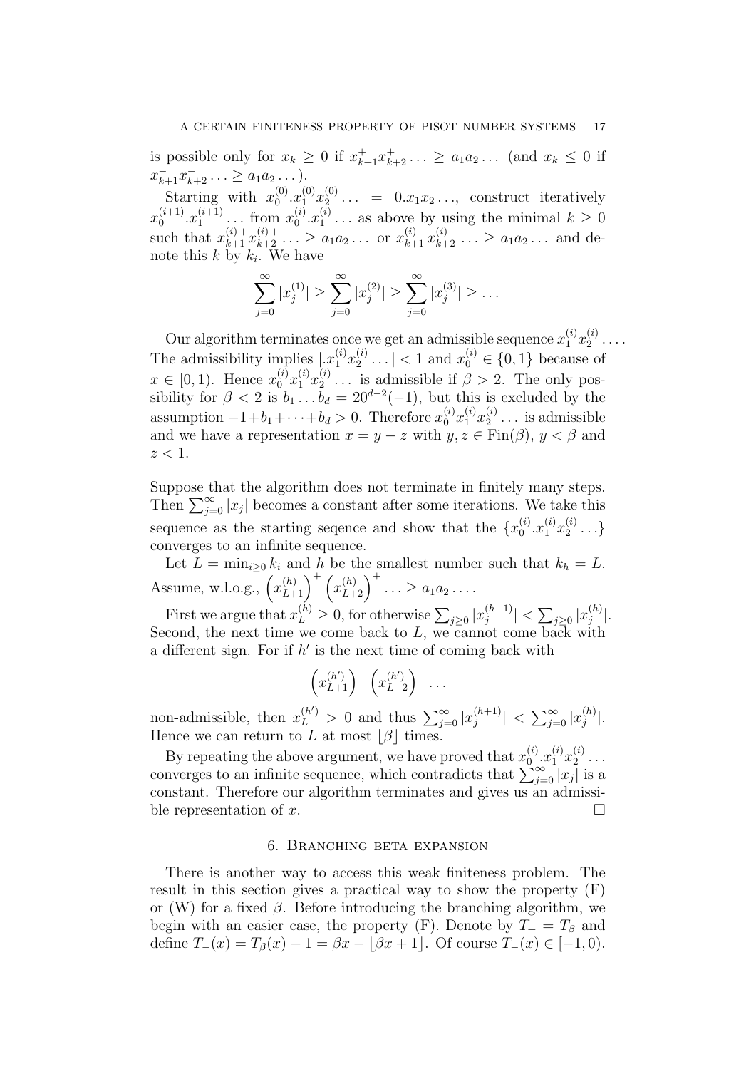is possible only for $x_k \geq 0$ if $x_{k+1}^+ x_{k+2}^+ \ldots \geq a_1 a_2 \ldots$ (and $x_k \leq 0$ if $x_{k+1}^- x_{k+2}^- \ldots \geq a_1 a_2 \ldots$).

Starting with $x_0^{(0)}.x_1^{(0)} x_2^{(0)} \ldots = 0.x_1 x_2 \ldots$, construct iteratively $x_0^{(i+1)}.x_1^{(i+1)} \ldots$ from $x_0^{(i)}.x_1^{(i)} \ldots$ as above by using the minimal $k \geq 0$ such that $x_{k+1}^{(i)+} x_{k+2}^{(i)+} \ldots \geq a_1 a_2 \ldots$ or $x_{k+1}^{(i)-} x_{k+2}^{(i)-} \ldots \geq a_1 a_2 \ldots$ and denote this $k$ by $k_i$. We have

$$\sum_{j=0}^{\infty} |x_j^{(1)}| \geq \sum_{j=0}^{\infty} |x_j^{(2)}| \geq \sum_{j=0}^{\infty} |x_j^{(3)}| \geq \ldots$$

Our algorithm terminates once we get an admissible sequence $x_1^{(i)} x_2^{(i)} \ldots$. The admissibility implies $|.x_1^{(i)} x_2^{(i)} \ldots| < 1$ and $x_0^{(i)} \in \{0, 1\}$ because of $x \in [0, 1)$. Hence $x_0^{(i)} x_1^{(i)} x_2^{(i)} \ldots$ is admissible if $\beta > 2$. The only possibility for $\beta < 2$ is $b_1 \ldots b_d = 20^{d-2}(-1)$, but this is excluded by the assumption $-1 + b_1 + \cdots + b_d > 0$. Therefore $x_0^{(i)} x_1^{(i)} x_2^{(i)} \ldots$ is admissible and we have a representation $x = y - z$ with $y, z \in \mathrm{Fin}(\beta)$, $y < \beta$ and $z < 1$.

Suppose that the algorithm does not terminate in finitely many steps. Then $\sum_{j=0}^{\infty} |x_j|$ becomes a constant after some iterations. We take this sequence as the starting seqence and show that the $\{x_0^{(i)}.x_1^{(i)} x_2^{(i)} \ldots\}$ converges to an infinite sequence.

Let $L = \min_{i \geq 0} k_i$ and $h$ be the smallest number such that $k_h = L$. Assume, w.l.o.g., $\left(x_{L+1}^{(h)}\right)^+ \left(x_{L+2}^{(h)}\right)^+ \ldots \geq a_1 a_2 \ldots$.

First we argue that $x_L^{(h)} \geq 0$, for otherwise $\sum_{j \geq 0} |x_j^{(h+1)}| < \sum_{j \geq 0} |x_j^{(h)}|$. Second, the next time we come back to $L$, we cannot come back with a different sign. For if $h'$ is the next time of coming back with

$$\left(x_{L+1}^{(h')}\right)^- \left(x_{L+2}^{(h')}\right)^- \ldots$$

non-admissible, then $x_L^{(h')} > 0$ and thus $\sum_{j=0}^{\infty} |x_j^{(h+1)}| < \sum_{j=0}^{\infty} |x_j^{(h)}|$. Hence we can return to $L$ at most $\lfloor \beta \rfloor$ times.

By repeating the above argument, we have proved that $x_0^{(i)}.x_1^{(i)} x_2^{(i)} \ldots$ converges to an infinite sequence, which contradicts that $\sum_{j=0}^{\infty} |x_j|$ is a constant. Therefore our algorithm terminates and gives us an admissible representation of $x$. $\square$

## 6. Branching beta expansion

There is another way to access this weak finiteness problem. The result in this section gives a practical way to show the property (F) or (W) for a fixed $\beta$. Before introducing the branching algorithm, we begin with an easier case, the property (F). Denote by $T_+ = T_\beta$ and define $T_-(x) = T_\beta(x) - 1 = \beta x - \lfloor \beta x + 1 \rfloor$. Of course $T_-(x) \in [-1, 0)$.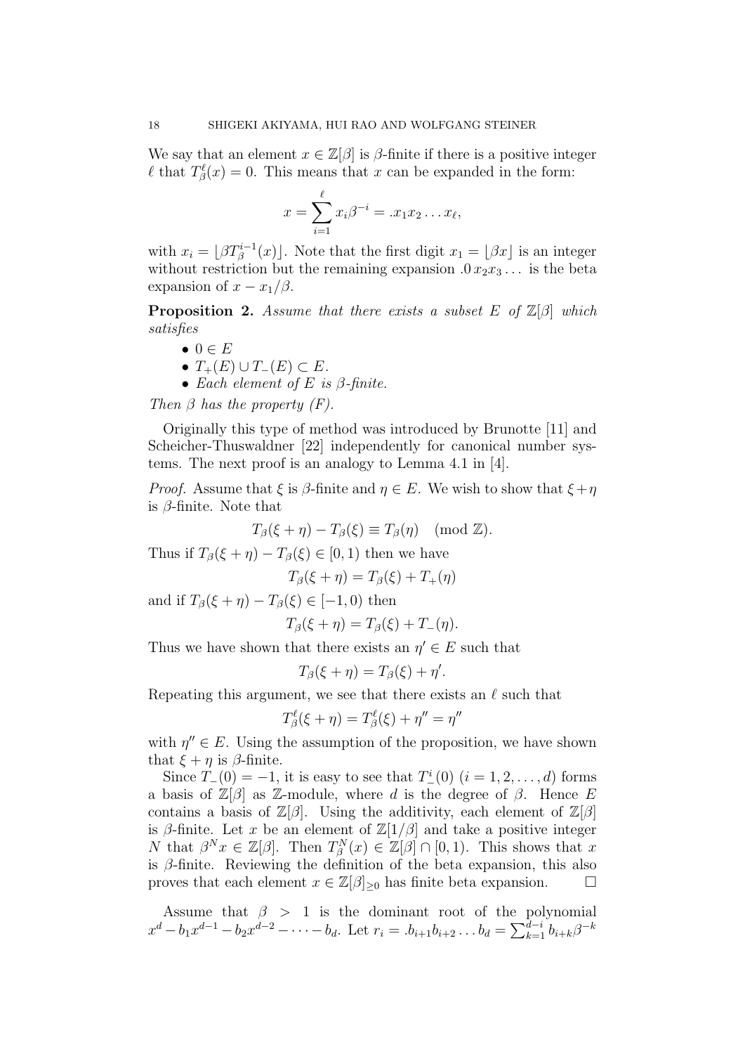We say that an element $x \in \mathbb{Z}[\beta]$ is $\beta$-finite if there is a positive integer $\ell$ that $T_\beta^\ell(x) = 0$. This means that $x$ can be expanded in the form:

$$x = \sum_{i=1}^{\ell} x_i \beta^{-i} = .x_1 x_2 \dots x_\ell,$$

with $x_i = \lfloor \beta T_\beta^{i-1}(x) \rfloor$. Note that the first digit $x_1 = \lfloor \beta x \rfloor$ is an integer without restriction but the remaining expansion $.0\, x_2 x_3 \dots$ is the beta expansion of $x - x_1/\beta$.

**Proposition 2.** *Assume that there exists a subset $E$ of $\mathbb{Z}[\beta]$ which satisfies*

- $0 \in E$
- $T_+(E) \cup T_-(E) \subset E$.
- *Each element of $E$ is $\beta$-finite.*

*Then $\beta$ has the property (F).*

Originally this type of method was introduced by Brunotte [11] and Scheicher-Thuswaldner [22] independently for canonical number systems. The next proof is an analogy to Lemma 4.1 in [4].

*Proof.* Assume that $\xi$ is $\beta$-finite and $\eta \in E$. We wish to show that $\xi + \eta$ is $\beta$-finite. Note that

$$T_\beta(\xi + \eta) - T_\beta(\xi) \equiv T_\beta(\eta) \pmod{\mathbb{Z}}.$$

Thus if $T_\beta(\xi + \eta) - T_\beta(\xi) \in [0, 1)$ then we have

$$T_\beta(\xi + \eta) = T_\beta(\xi) + T_+(\eta)$$

and if $T_\beta(\xi + \eta) - T_\beta(\xi) \in [-1, 0)$ then

$$T_\beta(\xi + \eta) = T_\beta(\xi) + T_-(\eta).$$

Thus we have shown that there exists an $\eta' \in E$ such that

$$T_\beta(\xi + \eta) = T_\beta(\xi) + \eta'.$$

Repeating this argument, we see that there exists an $\ell$ such that

$$T_\beta^\ell(\xi + \eta) = T_\beta^\ell(\xi) + \eta'' = \eta''$$

with $\eta'' \in E$. Using the assumption of the proposition, we have shown that $\xi + \eta$ is $\beta$-finite.

Since $T_-(0) = -1$, it is easy to see that $T_-^i(0)$ $(i = 1, 2, \dots, d)$ forms a basis of $\mathbb{Z}[\beta]$ as $\mathbb{Z}$-module, where $d$ is the degree of $\beta$. Hence $E$ contains a basis of $\mathbb{Z}[\beta]$. Using the additivity, each element of $\mathbb{Z}[\beta]$ is $\beta$-finite. Let $x$ be an element of $\mathbb{Z}[1/\beta]$ and take a positive integer $N$ that $\beta^N x \in \mathbb{Z}[\beta]$. Then $T_\beta^N(x) \in \mathbb{Z}[\beta] \cap [0, 1)$. This shows that $x$ is $\beta$-finite. Reviewing the definition of the beta expansion, this also proves that each element $x \in \mathbb{Z}[\beta]_{\geq 0}$ has finite beta expansion. $\square$

Assume that $\beta > 1$ is the dominant root of the polynomial $x^d - b_1 x^{d-1} - b_2 x^{d-2} - \dots - b_d$. Let $r_i = .b_{i+1} b_{i+2} \dots b_d = \sum_{k=1}^{d-i} b_{i+k} \beta^{-k}$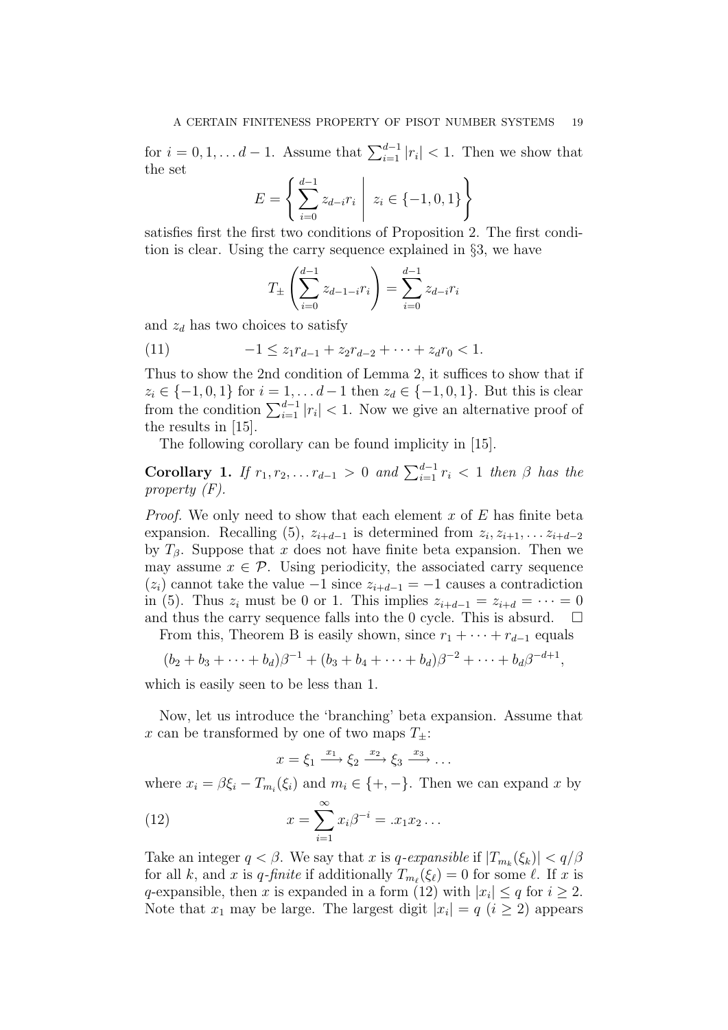for $i = 0, 1, \ldots d-1$. Assume that $\sum_{i=1}^{d-1} |r_i| < 1$. Then we show that the set

$$E = \left\{ \sum_{i=0}^{d-1} z_{d-i} r_i \;\middle|\; z_i \in \{-1, 0, 1\} \right\}$$

satisfies first the first two conditions of Proposition 2. The first condition is clear. Using the carry sequence explained in §3, we have

$$T_{\pm}\left(\sum_{i=0}^{d-1} z_{d-1-i} r_i\right) = \sum_{i=0}^{d-1} z_{d-i} r_i$$

and $z_d$ has two choices to satisfy

$$-1 \le z_1 r_{d-1} + z_2 r_{d-2} + \cdots + z_d r_0 < 1. \tag{11}$$

Thus to show the 2nd condition of Lemma 2, it suffices to show that if $z_i \in \{-1, 0, 1\}$ for $i = 1, \ldots d-1$ then $z_d \in \{-1, 0, 1\}$. But this is clear from the condition $\sum_{i=1}^{d-1} |r_i| < 1$. Now we give an alternative proof of the results in [15].

The following corollary can be found implicity in [15].

**Corollary 1.** *If $r_1, r_2, \ldots r_{d-1} > 0$ and $\sum_{i=1}^{d-1} r_i < 1$ then $\beta$ has the property (F).*

*Proof.* We only need to show that each element $x$ of $E$ has finite beta expansion. Recalling (5), $z_{i+d-1}$ is determined from $z_i, z_{i+1}, \ldots z_{i+d-2}$ by $T_\beta$. Suppose that $x$ does not have finite beta expansion. Then we may assume $x \in \mathcal{P}$. Using periodicity, the associated carry sequence $(z_i)$ cannot take the value $-1$ since $z_{i+d-1} = -1$ causes a contradiction in (5). Thus $z_i$ must be 0 or 1. This implies $z_{i+d-1} = z_{i+d} = \cdots = 0$ and thus the carry sequence falls into the 0 cycle. This is absurd. $\square$

From this, Theorem B is easily shown, since $r_1 + \cdots + r_{d-1}$ equals

$$(b_2 + b_3 + \cdots + b_d)\beta^{-1} + (b_3 + b_4 + \cdots + b_d)\beta^{-2} + \cdots + b_d \beta^{-d+1},$$

which is easily seen to be less than 1.

Now, let us introduce the 'branching' beta expansion. Assume that $x$ can be transformed by one of two maps $T_{\pm}$:

$$x = \xi_1 \xrightarrow{x_1} \xi_2 \xrightarrow{x_2} \xi_3 \xrightarrow{x_3} \ldots$$

where $x_i = \beta \xi_i - T_{m_i}(\xi_i)$ and $m_i \in \{+, -\}$. Then we can expand $x$ by

$$x = \sum_{i=1}^{\infty} x_i \beta^{-i} = .x_1 x_2 \ldots \tag{12}$$

Take an integer $q < \beta$. We say that $x$ is *$q$-expansible* if $|T_{m_k}(\xi_k)| < q/\beta$ for all $k$, and $x$ is *$q$-finite* if additionally $T_{m_\ell}(\xi_\ell) = 0$ for some $\ell$. If $x$ is $q$-expansible, then $x$ is expanded in a form (12) with $|x_i| \le q$ for $i \ge 2$. Note that $x_1$ may be large. The largest digit $|x_i| = q$ $(i \ge 2)$ appears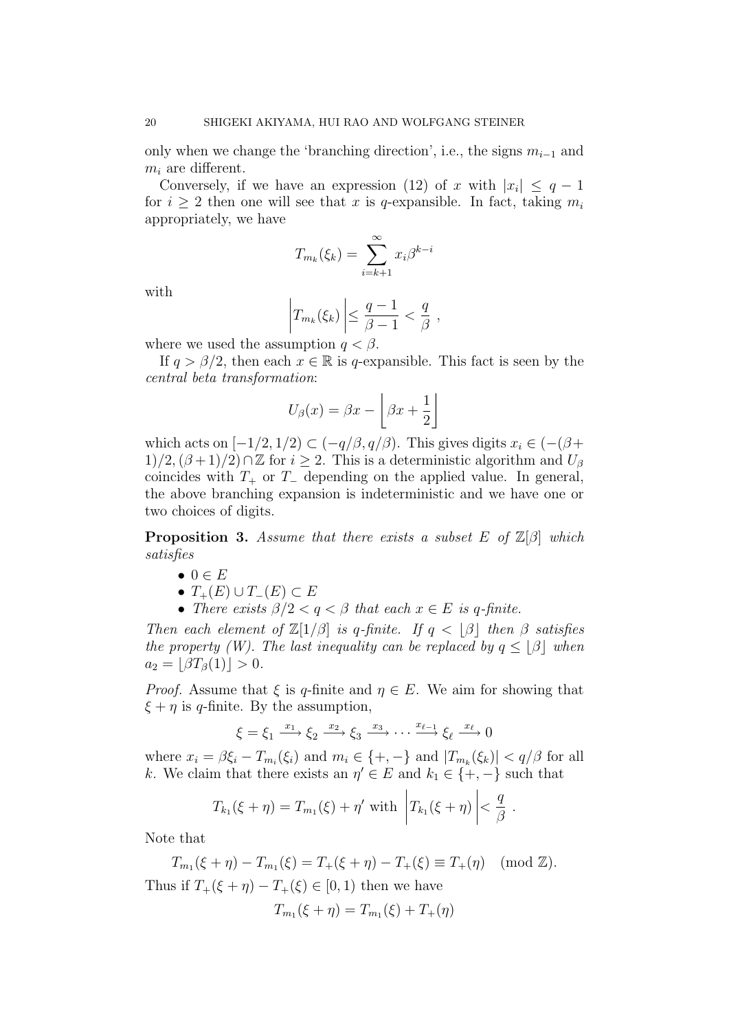only when we change the 'branching direction', i.e., the signs $m_{i-1}$ and $m_i$ are different.

Conversely, if we have an expression (12) of $x$ with $|x_i| \le q-1$ for $i \ge 2$ then one will see that $x$ is $q$-expansible. In fact, taking $m_i$ appropriately, we have

$$T_{m_k}(\xi_k) = \sum_{i=k+1}^{\infty} x_i \beta^{k-i}$$

with

$$\left| T_{m_k}(\xi_k) \right| \le \frac{q-1}{\beta - 1} < \frac{q}{\beta} \ ,$$

where we used the assumption $q < \beta$.

If $q > \beta/2$, then each $x \in \mathbb{R}$ is $q$-expansible. This fact is seen by the *central beta transformation*:

$$U_\beta(x) = \beta x - \left\lfloor \beta x + \frac{1}{2} \right\rfloor$$

which acts on $[-1/2, 1/2) \subset (-q/\beta, q/\beta)$. This gives digits $x_i \in (-(\beta+1)/2, (\beta+1)/2) \cap \mathbb{Z}$ for $i \ge 2$. This is a deterministic algorithm and $U_\beta$ coincides with $T_+$ or $T_-$ depending on the applied value. In general, the above branching expansion is indeterministic and we have one or two choices of digits.

**Proposition 3.** *Assume that there exists a subset $E$ of $\mathbb{Z}[\beta]$ which satisfies*

- $0 \in E$
- $T_+(E) \cup T_-(E) \subset E$
- *There exists $\beta/2 < q < \beta$ that each $x \in E$ is $q$-finite.*

*Then each element of $\mathbb{Z}[1/\beta]$ is $q$-finite. If $q < \lfloor \beta \rfloor$ then $\beta$ satisfies the property (W). The last inequality can be replaced by $q \le \lfloor \beta \rfloor$ when $a_2 = \lfloor \beta T_\beta(1) \rfloor > 0$.*

*Proof.* Assume that $\xi$ is $q$-finite and $\eta \in E$. We aim for showing that $\xi + \eta$ is $q$-finite. By the assumption,

$$\xi = \xi_1 \xrightarrow{x_1} \xi_2 \xrightarrow{x_2} \xi_3 \xrightarrow{x_3} \cdots \xrightarrow{x_{\ell-1}} \xi_\ell \xrightarrow{x_\ell} 0$$

where $x_i = \beta \xi_i - T_{m_i}(\xi_i)$ and $m_i \in \{+,-\}$ and $|T_{m_k}(\xi_k)| < q/\beta$ for all $k$. We claim that there exists an $\eta' \in E$ and $k_1 \in \{+,-\}$ such that

$$T_{k_1}(\xi + \eta) = T_{m_1}(\xi) + \eta' \text{ with } \left| T_{k_1}(\xi + \eta) \right| < \frac{q}{\beta} \ .$$

Note that

$$T_{m_1}(\xi + \eta) - T_{m_1}(\xi) = T_+(\xi + \eta) - T_+(\xi) \equiv T_+(\eta) \pmod{\mathbb{Z}}.$$

Thus if $T_+(\xi + \eta) - T_+(\xi) \in [0, 1)$ then we have

$$T_{m_1}(\xi + \eta) = T_{m_1}(\xi) + T_+(\eta)$$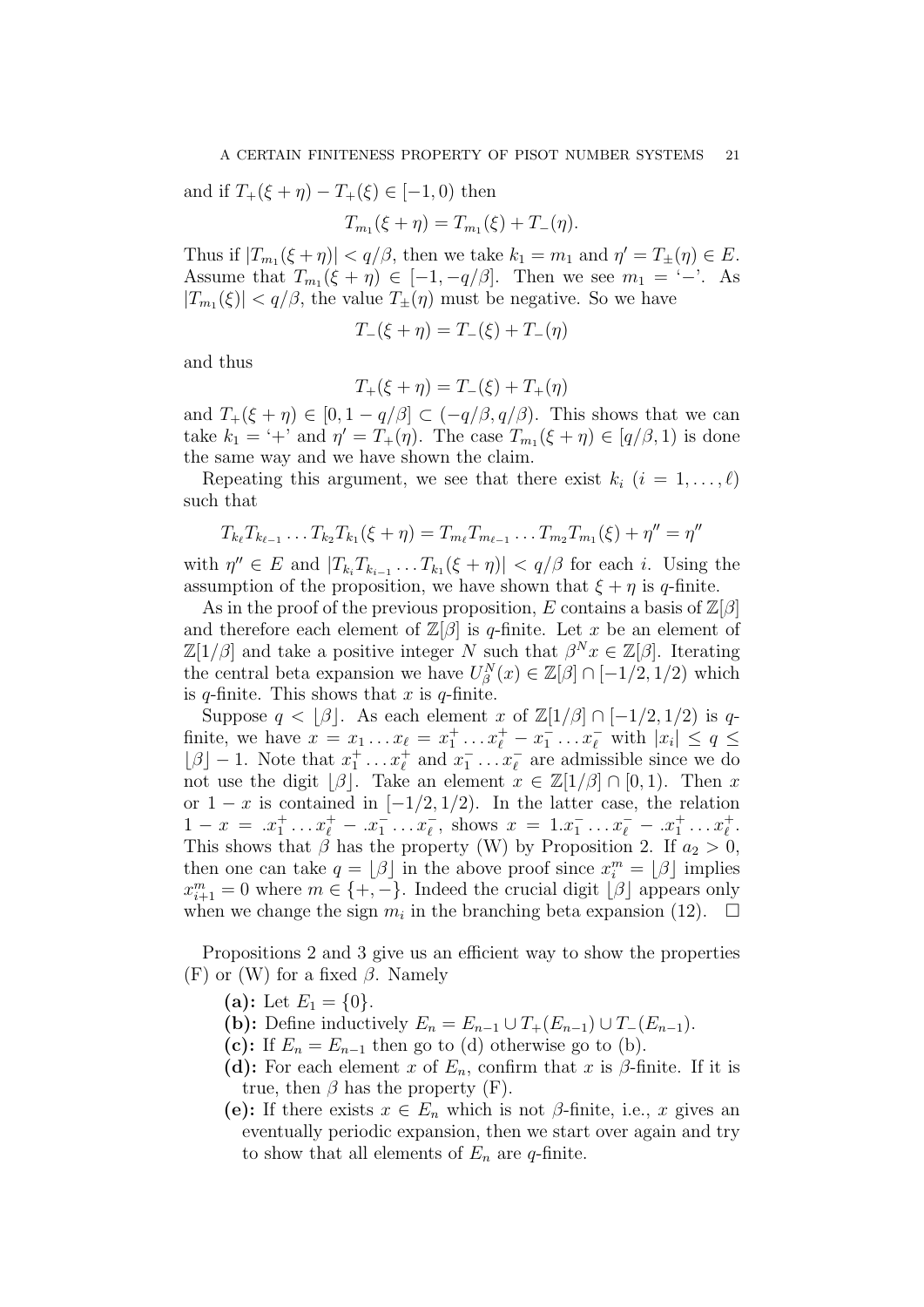and if $T_+(\xi+\eta) - T_+(\xi) \in [-1,0)$ then

$$T_{m_1}(\xi+\eta) = T_{m_1}(\xi) + T_-(\eta).$$

Thus if $|T_{m_1}(\xi+\eta)| < q/\beta$, then we take $k_1 = m_1$ and $\eta' = T_\pm(\eta) \in E$. Assume that $T_{m_1}(\xi+\eta) \in [-1, -q/\beta]$. Then we see $m_1 =$ '$-$'. As $|T_{m_1}(\xi)| < q/\beta$, the value $T_\pm(\eta)$ must be negative. So we have

$$T_-(\xi+\eta) = T_-(\xi) + T_-(\eta)$$

and thus

$$T_+(\xi+\eta) = T_-(\xi) + T_+(\eta)$$

and $T_+(\xi+\eta) \in [0, 1-q/\beta] \subset (-q/\beta, q/\beta)$. This shows that we can take $k_1 =$ '$+$' and $\eta' = T_+(\eta)$. The case $T_{m_1}(\xi+\eta) \in [q/\beta, 1)$ is done the same way and we have shown the claim.

Repeating this argument, we see that there exist $k_i$ $(i = 1, \dots, \ell)$ such that

$$T_{k_\ell} T_{k_{\ell-1}} \dots T_{k_2} T_{k_1}(\xi+\eta) = T_{m_\ell} T_{m_{\ell-1}} \dots T_{m_2} T_{m_1}(\xi) + \eta'' = \eta''$$

with $\eta'' \in E$ and $|T_{k_i} T_{k_{i-1}} \dots T_{k_1}(\xi+\eta)| < q/\beta$ for each $i$. Using the assumption of the proposition, we have shown that $\xi+\eta$ is $q$-finite.

As in the proof of the previous proposition, $E$ contains a basis of $\mathbb{Z}[\beta]$ and therefore each element of $\mathbb{Z}[\beta]$ is $q$-finite. Let $x$ be an element of $\mathbb{Z}[1/\beta]$ and take a positive integer $N$ such that $\beta^N x \in \mathbb{Z}[\beta]$. Iterating the central beta expansion we have $U_\beta^N(x) \in \mathbb{Z}[\beta] \cap [-1/2, 1/2)$ which is $q$-finite. This shows that $x$ is $q$-finite.

Suppose $q < \lfloor \beta \rfloor$. As each element $x$ of $\mathbb{Z}[1/\beta] \cap [-1/2, 1/2)$ is $q$-finite, we have $x = x_1 \dots x_\ell = x_1^+ \dots x_\ell^+ - x_1^- \dots x_\ell^-$ with $|x_i| \le q \le \lfloor \beta \rfloor - 1$. Note that $x_1^+ \dots x_\ell^+$ and $x_1^- \dots x_\ell^-$ are admissible since we do not use the digit $\lfloor \beta \rfloor$. Take an element $x \in \mathbb{Z}[1/\beta] \cap [0,1)$. Then $x$ or $1-x$ is contained in $[-1/2, 1/2)$. In the latter case, the relation $1 - x = .x_1^+ \dots x_\ell^+ - .x_1^- \dots x_\ell^-$, shows $x = 1.x_1^- \dots x_\ell^- - .x_1^+ \dots x_\ell^+$. This shows that $\beta$ has the property (W) by Proposition 2. If $a_2 > 0$, then one can take $q = \lfloor \beta \rfloor$ in the above proof since $x_i^m = \lfloor \beta \rfloor$ implies $x_{i+1}^m = 0$ where $m \in \{+, -\}$. Indeed the crucial digit $\lfloor \beta \rfloor$ appears only when we change the sign $m_i$ in the branching beta expansion (12). $\square$

Propositions 2 and 3 give us an efficient way to show the properties (F) or (W) for a fixed $\beta$. Namely

- **(a):** Let $E_1 = \{0\}$.
- **(b):** Define inductively $E_n = E_{n-1} \cup T_+(E_{n-1}) \cup T_-(E_{n-1})$.
- **(c):** If $E_n = E_{n-1}$ then go to (d) otherwise go to (b).
- **(d):** For each element $x$ of $E_n$, confirm that $x$ is $\beta$-finite. If it is true, then $\beta$ has the property (F).
- **(e):** If there exists $x \in E_n$ which is not $\beta$-finite, i.e., $x$ gives an eventually periodic expansion, then we start over again and try to show that all elements of $E_n$ are $q$-finite.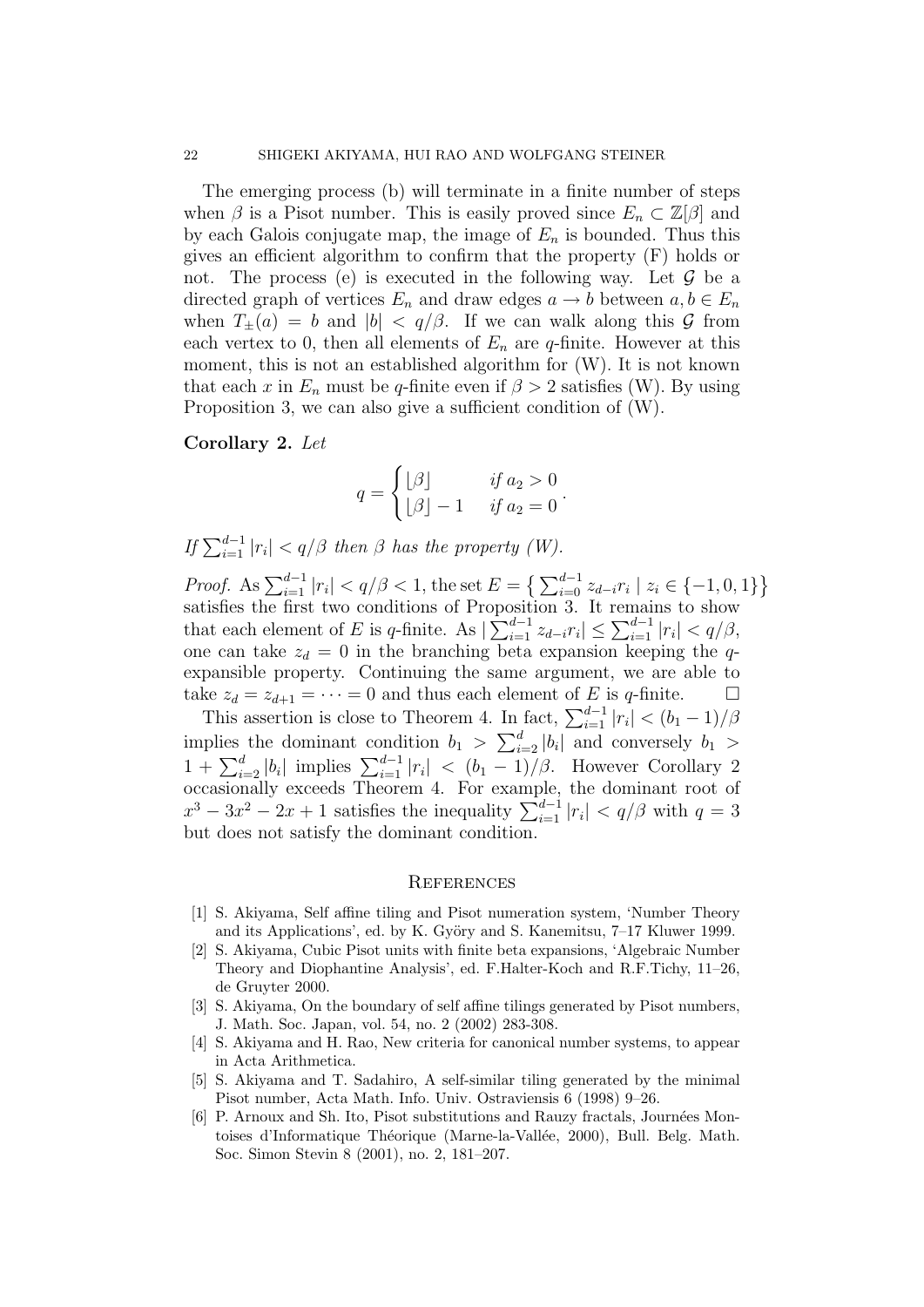The emerging process (b) will terminate in a finite number of steps when $\beta$ is a Pisot number. This is easily proved since $E_n \subset \mathbb{Z}[\beta]$ and by each Galois conjugate map, the image of $E_n$ is bounded. Thus this gives an efficient algorithm to confirm that the property (F) holds or not. The process (e) is executed in the following way. Let $\mathcal{G}$ be a directed graph of vertices $E_n$ and draw edges $a \to b$ between $a, b \in E_n$ when $T_{\pm}(a) = b$ and $|b| < q/\beta$. If we can walk along this $\mathcal{G}$ from each vertex to 0, then all elements of $E_n$ are $q$-finite. However at this moment, this is not an established algorithm for (W). It is not known that each $x$ in $E_n$ must be $q$-finite even if $\beta > 2$ satisfies (W). By using Proposition 3, we can also give a sufficient condition of (W).

**Corollary 2.** *Let*

$$q = \begin{cases} \lfloor \beta \rfloor & \text{if } a_2 > 0 \\ \lfloor \beta \rfloor - 1 & \text{if } a_2 = 0 \end{cases}.$$

*If* $\sum_{i=1}^{d-1} |r_i| < q/\beta$ *then* $\beta$ *has the property (W).*

*Proof.* As $\sum_{i=1}^{d-1} |r_i| < q/\beta < 1$, the set $E = \left\{ \sum_{i=0}^{d-1} z_{d-i} r_i \mid z_i \in \{-1, 0, 1\} \right\}$ satisfies the first two conditions of Proposition 3. It remains to show that each element of $E$ is $q$-finite. As $|\sum_{i=1}^{d-1} z_{d-i} r_i| \le \sum_{i=1}^{d-1} |r_i| < q/\beta$, one can take $z_d = 0$ in the branching beta expansion keeping the $q$-expansible property. Continuing the same argument, we are able to take $z_d = z_{d+1} = \cdots = 0$ and thus each element of $E$ is $q$-finite. $\square$

This assertion is close to Theorem 4. In fact, $\sum_{i=1}^{d-1} |r_i| < (b_1 - 1)/\beta$ implies the dominant condition $b_1 > \sum_{i=2}^{d} |b_i|$ and conversely $b_1 > 1 + \sum_{i=2}^{d} |b_i|$ implies $\sum_{i=1}^{d-1} |r_i| < (b_1 - 1)/\beta$. However Corollary 2 occasionally exceeds Theorem 4. For example, the dominant root of $x^3 - 3x^2 - 2x + 1$ satisfies the inequality $\sum_{i=1}^{d-1} |r_i| < q/\beta$ with $q = 3$ but does not satisfy the dominant condition.

## References

[1] S. Akiyama, Self affine tiling and Pisot numeration system, 'Number Theory and its Applications', ed. by K. Györy and S. Kanemitsu, 7–17 Kluwer 1999.

[2] S. Akiyama, Cubic Pisot units with finite beta expansions, 'Algebraic Number Theory and Diophantine Analysis', ed. F.Halter-Koch and R.F.Tichy, 11–26, de Gruyter 2000.

[3] S. Akiyama, On the boundary of self affine tilings generated by Pisot numbers, J. Math. Soc. Japan, vol. 54, no. 2 (2002) 283-308.

[4] S. Akiyama and H. Rao, New criteria for canonical number systems, to appear in Acta Arithmetica.

[5] S. Akiyama and T. Sadahiro, A self-similar tiling generated by the minimal Pisot number, Acta Math. Info. Univ. Ostraviensis 6 (1998) 9–26.

[6] P. Arnoux and Sh. Ito, Pisot substitutions and Rauzy fractals, Journées Montoises d'Informatique Théorique (Marne-la-Vallée, 2000), Bull. Belg. Math. Soc. Simon Stevin 8 (2001), no. 2, 181–207.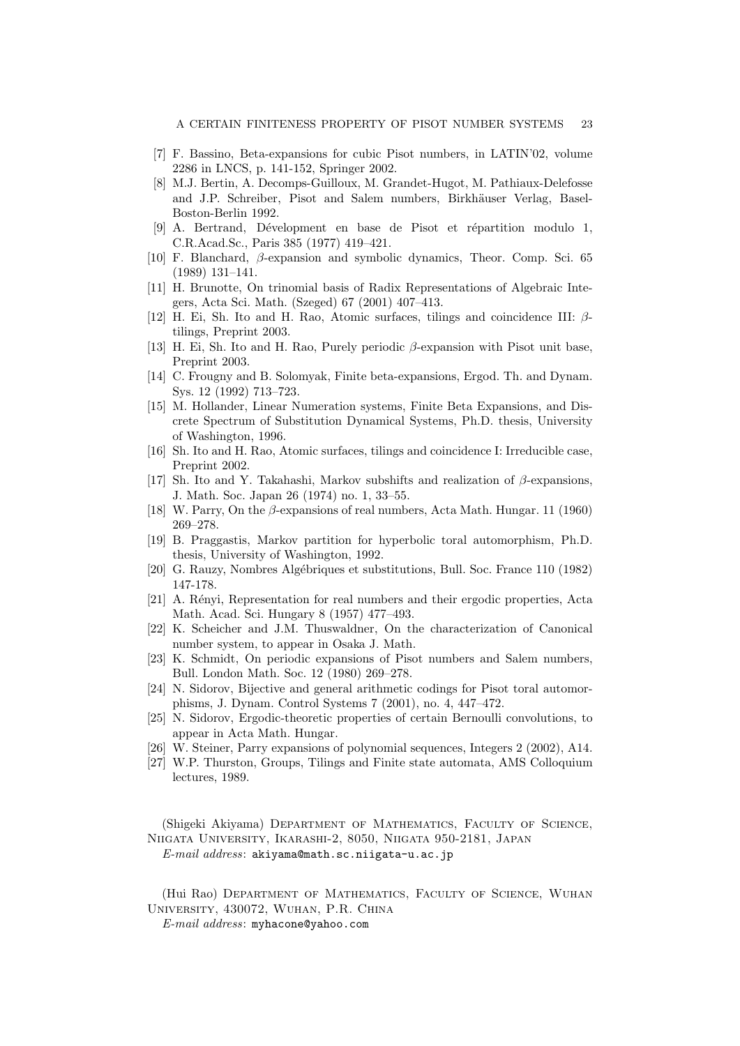[7] F. Bassino, Beta-expansions for cubic Pisot numbers, in LATIN'02, volume 2286 in LNCS, p. 141-152, Springer 2002.

[8] M.J. Bertin, A. Decomps-Guilloux, M. Grandet-Hugot, M. Pathiaux-Delefosse and J.P. Schreiber, Pisot and Salem numbers, Birkhäuser Verlag, Basel-Boston-Berlin 1992.

[9] A. Bertrand, Dévelopment en base de Pisot et répartition modulo 1, C.R.Acad.Sc., Paris 385 (1977) 419–421.

[10] F. Blanchard, $\beta$-expansion and symbolic dynamics, Theor. Comp. Sci. 65 (1989) 131–141.

[11] H. Brunotte, On trinomial basis of Radix Representations of Algebraic Integers, Acta Sci. Math. (Szeged) 67 (2001) 407–413.

[12] H. Ei, Sh. Ito and H. Rao, Atomic surfaces, tilings and coincidence III: $\beta$-tilings, Preprint 2003.

[13] H. Ei, Sh. Ito and H. Rao, Purely periodic $\beta$-expansion with Pisot unit base, Preprint 2003.

[14] C. Frougny and B. Solomyak, Finite beta-expansions, Ergod. Th. and Dynam. Sys. 12 (1992) 713–723.

[15] M. Hollander, Linear Numeration systems, Finite Beta Expansions, and Discrete Spectrum of Substitution Dynamical Systems, Ph.D. thesis, University of Washington, 1996.

[16] Sh. Ito and H. Rao, Atomic surfaces, tilings and coincidence I: Irreducible case, Preprint 2002.

[17] Sh. Ito and Y. Takahashi, Markov subshifts and realization of $\beta$-expansions, J. Math. Soc. Japan 26 (1974) no. 1, 33–55.

[18] W. Parry, On the $\beta$-expansions of real numbers, Acta Math. Hungar. 11 (1960) 269–278.

[19] B. Praggastis, Markov partition for hyperbolic toral automorphism, Ph.D. thesis, University of Washington, 1992.

[20] G. Rauzy, Nombres Algébriques et substitutions, Bull. Soc. France 110 (1982) 147-178.

[21] A. Rényi, Representation for real numbers and their ergodic properties, Acta Math. Acad. Sci. Hungary 8 (1957) 477–493.

[22] K. Scheicher and J.M. Thuswaldner, On the characterization of Canonical number system, to appear in Osaka J. Math.

[23] K. Schmidt, On periodic expansions of Pisot numbers and Salem numbers, Bull. London Math. Soc. 12 (1980) 269–278.

[24] N. Sidorov, Bijective and general arithmetic codings for Pisot toral automorphisms, J. Dynam. Control Systems 7 (2001), no. 4, 447–472.

[25] N. Sidorov, Ergodic-theoretic properties of certain Bernoulli convolutions, to appear in Acta Math. Hungar.

[26] W. Steiner, Parry expansions of polynomial sequences, Integers 2 (2002), A14.

[27] W.P. Thurston, Groups, Tilings and Finite state automata, AMS Colloquium lectures, 1989.

(Shigeki Akiyama) Department of Mathematics, Faculty of Science, Niigata University, Ikarashi-2, 8050, Niigata 950-2181, Japan

*E-mail address*: akiyama@math.sc.niigata-u.ac.jp

(Hui Rao) Department of Mathematics, Faculty of Science, Wuhan University, 430072, Wuhan, P.R. China

*E-mail address*: myhacone@yahoo.com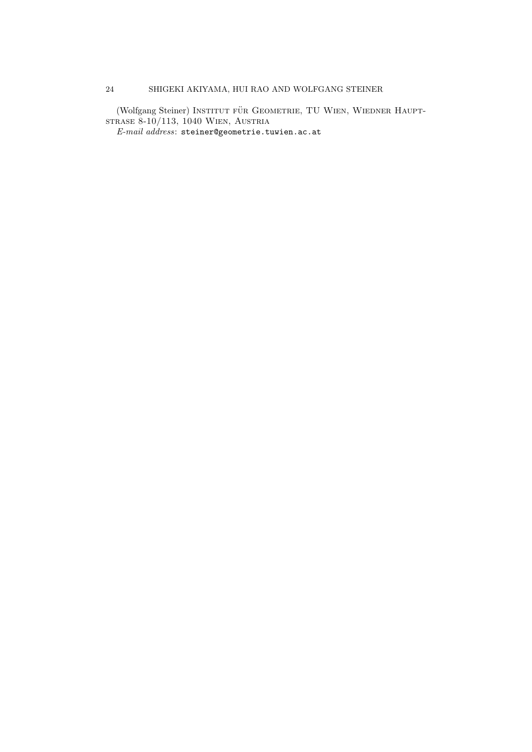(Wolfgang Steiner) Institut für Geometrie, TU Wien, Wiedner Hauptstrasse 8-10/113, 1040 Wien, Austria

*E-mail address*: steiner@geometrie.tuwien.ac.at